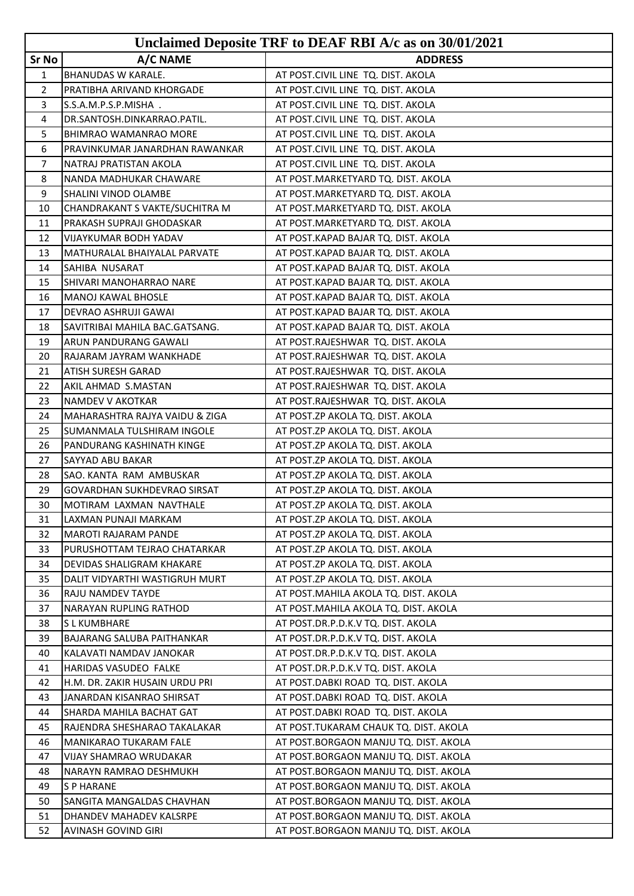# Unclaimed Deposite TRF to DEAF RBI A/c as on 30/01/2021

| Sr No | A/C NAME | ADDRESS |
|---|---|---|
| 1 | BHANUDAS W KARALE. | AT POST.CIVIL LINE TQ. DIST. AKOLA |
| 2 | PRATIBHA ARIVAND KHORGADE | AT POST.CIVIL LINE TQ. DIST. AKOLA |
| 3 | S.S.A.M.P.S.P.MISHA . | AT POST.CIVIL LINE TQ. DIST. AKOLA |
| 4 | DR.SANTOSH.DINKARRAO.PATIL. | AT POST.CIVIL LINE TQ. DIST. AKOLA |
| 5 | BHIMRAO WAMANRAO MORE | AT POST.CIVIL LINE TQ. DIST. AKOLA |
| 6 | PRAVINKUMAR JANARDHAN RAWANKAR | AT POST.CIVIL LINE TQ. DIST. AKOLA |
| 7 | NATRAJ PRATISTAN AKOLA | AT POST.CIVIL LINE TQ. DIST. AKOLA |
| 8 | NANDA MADHUKAR CHAWARE | AT POST.MARKETYARD TQ. DIST. AKOLA |
| 9 | SHALINI VINOD OLAMBE | AT POST.MARKETYARD TQ. DIST. AKOLA |
| 10 | CHANDRAKANT S VAKTE/SUCHITRA M | AT POST.MARKETYARD TQ. DIST. AKOLA |
| 11 | PRAKASH SUPRAJI GHODASKAR | AT POST.MARKETYARD TQ. DIST. AKOLA |
| 12 | VIJAYKUMAR BODH YADAV | AT POST.KAPAD BAJAR TQ. DIST. AKOLA |
| 13 | MATHURALAL BHAIYALAL PARVATE | AT POST.KAPAD BAJAR TQ. DIST. AKOLA |
| 14 | SAHIBA NUSARAT | AT POST.KAPAD BAJAR TQ. DIST. AKOLA |
| 15 | SHIVARI MANOHARRAO NARE | AT POST.KAPAD BAJAR TQ. DIST. AKOLA |
| 16 | MANOJ KAWAL BHOSLE | AT POST.KAPAD BAJAR TQ. DIST. AKOLA |
| 17 | DEVRAO ASHRUJI GAWAI | AT POST.KAPAD BAJAR TQ. DIST. AKOLA |
| 18 | SAVITRIBAI MAHILA BAC.GATSANG. | AT POST.KAPAD BAJAR TQ. DIST. AKOLA |
| 19 | ARUN PANDURANG GAWALI | AT POST.RAJESHWAR TQ. DIST. AKOLA |
| 20 | RAJARAM JAYRAM WANKHADE | AT POST.RAJESHWAR TQ. DIST. AKOLA |
| 21 | ATISH SURESH GARAD | AT POST.RAJESHWAR TQ. DIST. AKOLA |
| 22 | AKIL AHMAD S.MASTAN | AT POST.RAJESHWAR TQ. DIST. AKOLA |
| 23 | NAMDEV V AKOTKAR | AT POST.RAJESHWAR TQ. DIST. AKOLA |
| 24 | MAHARASHTRA RAJYA VAIDU & ZIGA | AT POST.ZP AKOLA TQ. DIST. AKOLA |
| 25 | SUMANMALA TULSHIRAM INGOLE | AT POST.ZP AKOLA TQ. DIST. AKOLA |
| 26 | PANDURANG KASHINATH KINGE | AT POST.ZP AKOLA TQ. DIST. AKOLA |
| 27 | SAYYAD ABU BAKAR | AT POST.ZP AKOLA TQ. DIST. AKOLA |
| 28 | SAO. KANTA RAM AMBUSKAR | AT POST.ZP AKOLA TQ. DIST. AKOLA |
| 29 | GOVARDHAN SUKHDEVRAO SIRSAT | AT POST.ZP AKOLA TQ. DIST. AKOLA |
| 30 | MOTIRAM LAXMAN NAVTHALE | AT POST.ZP AKOLA TQ. DIST. AKOLA |
| 31 | LAXMAN PUNAJI MARKAM | AT POST.ZP AKOLA TQ. DIST. AKOLA |
| 32 | MAROTI RAJARAM PANDE | AT POST.ZP AKOLA TQ. DIST. AKOLA |
| 33 | PURUSHOTTAM TEJRAO CHATARKAR | AT POST.ZP AKOLA TQ. DIST. AKOLA |
| 34 | DEVIDAS SHALIGRAM KHAKARE | AT POST.ZP AKOLA TQ. DIST. AKOLA |
| 35 | DALIT VIDYARTHI WASTIGRUH MURT | AT POST.ZP AKOLA TQ. DIST. AKOLA |
| 36 | RAJU NAMDEV TAYDE | AT POST.MAHILA AKOLA TQ. DIST. AKOLA |
| 37 | NARAYAN RUPLING RATHOD | AT POST.MAHILA AKOLA TQ. DIST. AKOLA |
| 38 | S L KUMBHARE | AT POST.DR.P.D.K.V TQ. DIST. AKOLA |
| 39 | BAJARANG SALUBA PAITHANKAR | AT POST.DR.P.D.K.V TQ. DIST. AKOLA |
| 40 | KALAVATI NAMDAV JANOKAR | AT POST.DR.P.D.K.V TQ. DIST. AKOLA |
| 41 | HARIDAS VASUDEO FALKE | AT POST.DR.P.D.K.V TQ. DIST. AKOLA |
| 42 | H.M. DR. ZAKIR HUSAIN URDU PRI | AT POST.DABKI ROAD TQ. DIST. AKOLA |
| 43 | JANARDAN KISANRAO SHIRSAT | AT POST.DABKI ROAD TQ. DIST. AKOLA |
| 44 | SHARDA MAHILA BACHAT GAT | AT POST.DABKI ROAD TQ. DIST. AKOLA |
| 45 | RAJENDRA SHESHARAO TAKALAKAR | AT POST.TUKARAM CHAUK TQ. DIST. AKOLA |
| 46 | MANIKARAO TUKARAM FALE | AT POST.BORGAON MANJU TQ. DIST. AKOLA |
| 47 | VIJAY SHAMRAO WRUDAKAR | AT POST.BORGAON MANJU TQ. DIST. AKOLA |
| 48 | NARAYN RAMRAO DESHMUKH | AT POST.BORGAON MANJU TQ. DIST. AKOLA |
| 49 | S P HARANE | AT POST.BORGAON MANJU TQ. DIST. AKOLA |
| 50 | SANGITA MANGALDAS CHAVHAN | AT POST.BORGAON MANJU TQ. DIST. AKOLA |
| 51 | DHANDEV MAHADEV KALSRPE | AT POST.BORGAON MANJU TQ. DIST. AKOLA |
| 52 | AVINASH GOVIND GIRI | AT POST.BORGAON MANJU TQ. DIST. AKOLA |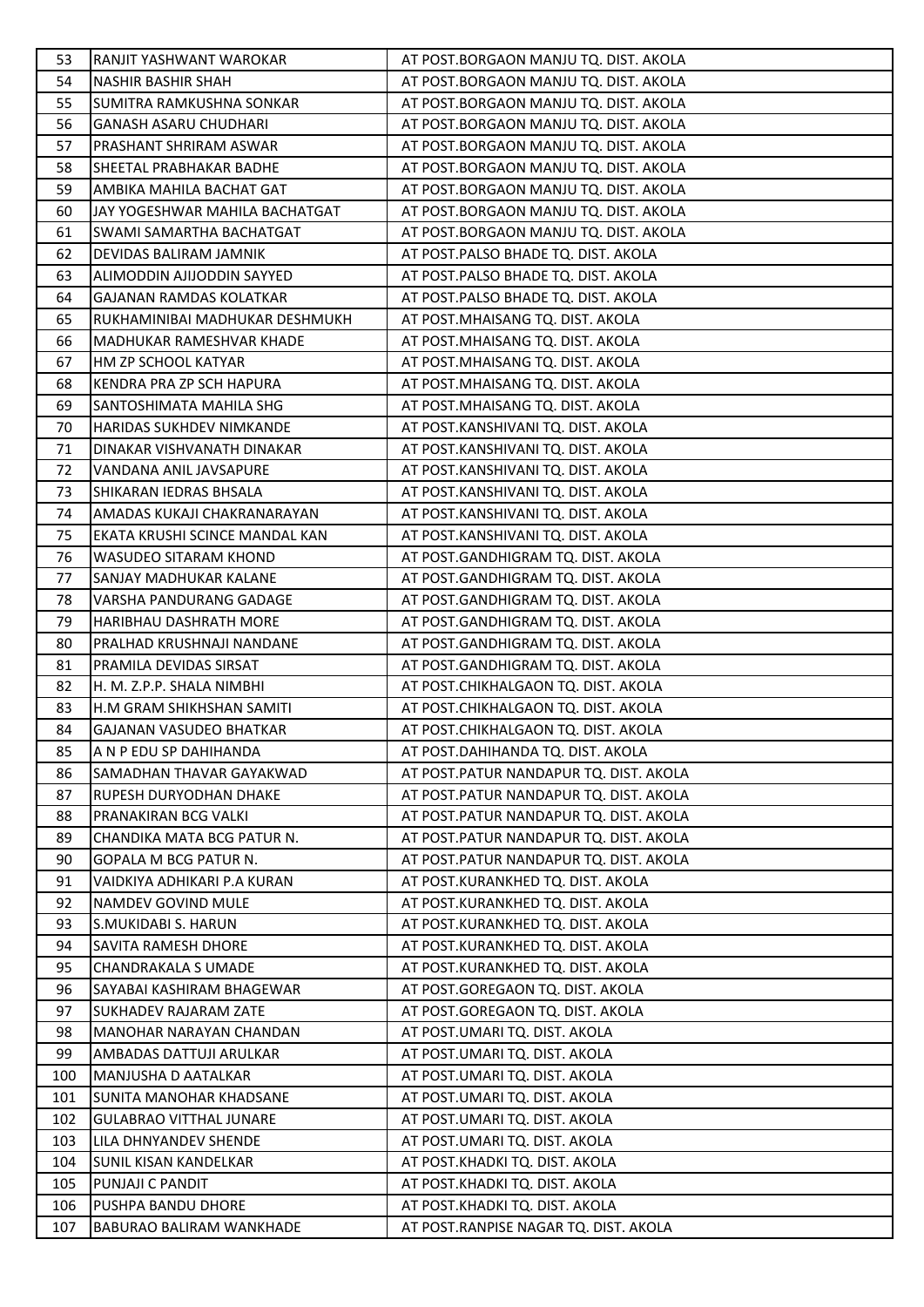| | | |
|---|---|---|
| 53 | RANJIT YASHWANT WAROKAR | AT POST.BORGAON MANJU TQ. DIST. AKOLA |
| 54 | NASHIR BASHIR SHAH | AT POST.BORGAON MANJU TQ. DIST. AKOLA |
| 55 | SUMITRA RAMKUSHNA SONKAR | AT POST.BORGAON MANJU TQ. DIST. AKOLA |
| 56 | GANASH ASARU CHUDHARI | AT POST.BORGAON MANJU TQ. DIST. AKOLA |
| 57 | PRASHANT SHRIRAM ASWAR | AT POST.BORGAON MANJU TQ. DIST. AKOLA |
| 58 | SHEETAL PRABHAKAR BADHE | AT POST.BORGAON MANJU TQ. DIST. AKOLA |
| 59 | AMBIKA MAHILA BACHAT GAT | AT POST.BORGAON MANJU TQ. DIST. AKOLA |
| 60 | JAY YOGESHWAR MAHILA BACHATGAT | AT POST.BORGAON MANJU TQ. DIST. AKOLA |
| 61 | SWAMI SAMARTHA BACHATGAT | AT POST.BORGAON MANJU TQ. DIST. AKOLA |
| 62 | DEVIDAS BALIRAM JAMNIK | AT POST.PALSO BHADE TQ. DIST. AKOLA |
| 63 | ALIMODDIN AJIJODDIN SAYYED | AT POST.PALSO BHADE TQ. DIST. AKOLA |
| 64 | GAJANAN RAMDAS KOLATKAR | AT POST.PALSO BHADE TQ. DIST. AKOLA |
| 65 | RUKHAMINIBAI MADHUKAR DESHMUKH | AT POST.MHAISANG TQ. DIST. AKOLA |
| 66 | MADHUKAR RAMESHVAR KHADE | AT POST.MHAISANG TQ. DIST. AKOLA |
| 67 | HM ZP SCHOOL KATYAR | AT POST.MHAISANG TQ. DIST. AKOLA |
| 68 | KENDRA PRA ZP SCH HAPURA | AT POST.MHAISANG TQ. DIST. AKOLA |
| 69 | SANTOSHIMATA MAHILA SHG | AT POST.MHAISANG TQ. DIST. AKOLA |
| 70 | HARIDAS SUKHDEV NIMKANDE | AT POST.KANSHIVANI TQ. DIST. AKOLA |
| 71 | DINAKAR VISHVANATH DINAKAR | AT POST.KANSHIVANI TQ. DIST. AKOLA |
| 72 | VANDANA ANIL JAVSAPURE | AT POST.KANSHIVANI TQ. DIST. AKOLA |
| 73 | SHIKARAN IEDRAS BHSALA | AT POST.KANSHIVANI TQ. DIST. AKOLA |
| 74 | AMADAS KUKAJI CHAKRANARAYAN | AT POST.KANSHIVANI TQ. DIST. AKOLA |
| 75 | EKATA KRUSHI SCINCE MANDAL KAN | AT POST.KANSHIVANI TQ. DIST. AKOLA |
| 76 | WASUDEO SITARAM KHOND | AT POST.GANDHIGRAM TQ. DIST. AKOLA |
| 77 | SANJAY MADHUKAR KALANE | AT POST.GANDHIGRAM TQ. DIST. AKOLA |
| 78 | VARSHA PANDURANG GADAGE | AT POST.GANDHIGRAM TQ. DIST. AKOLA |
| 79 | HARIBHAU DASHRATH MORE | AT POST.GANDHIGRAM TQ. DIST. AKOLA |
| 80 | PRALHAD KRUSHNAJI NANDANE | AT POST.GANDHIGRAM TQ. DIST. AKOLA |
| 81 | PRAMILA DEVIDAS SIRSAT | AT POST.GANDHIGRAM TQ. DIST. AKOLA |
| 82 | H. M. Z.P.P. SHALA NIMBHI | AT POST.CHIKHALGAON TQ. DIST. AKOLA |
| 83 | H.M GRAM SHIKHSHAN SAMITI | AT POST.CHIKHALGAON TQ. DIST. AKOLA |
| 84 | GAJANAN VASUDEO BHATKAR | AT POST.CHIKHALGAON TQ. DIST. AKOLA |
| 85 | A N P EDU SP DAHIHANDA | AT POST.DAHIHANDA TQ. DIST. AKOLA |
| 86 | SAMADHAN THAVAR GAYAKWAD | AT POST.PATUR NANDAPUR TQ. DIST. AKOLA |
| 87 | RUPESH DURYODHAN DHAKE | AT POST.PATUR NANDAPUR TQ. DIST. AKOLA |
| 88 | PRANAKIRAN BCG VALKI | AT POST.PATUR NANDAPUR TQ. DIST. AKOLA |
| 89 | CHANDIKA MATA BCG PATUR N. | AT POST.PATUR NANDAPUR TQ. DIST. AKOLA |
| 90 | GOPALA M BCG PATUR N. | AT POST.PATUR NANDAPUR TQ. DIST. AKOLA |
| 91 | VAIDKIYA ADHIKARI P.A KURAN | AT POST.KURANKHED TQ. DIST. AKOLA |
| 92 | NAMDEV GOVIND MULE | AT POST.KURANKHED TQ. DIST. AKOLA |
| 93 | S.MUKIDABI S. HARUN | AT POST.KURANKHED TQ. DIST. AKOLA |
| 94 | SAVITA RAMESH DHORE | AT POST.KURANKHED TQ. DIST. AKOLA |
| 95 | CHANDRAKALA S UMADE | AT POST.KURANKHED TQ. DIST. AKOLA |
| 96 | SAYABAI KASHIRAM BHAGEWAR | AT POST.GOREGAON TQ. DIST. AKOLA |
| 97 | SUKHADEV RAJARAM ZATE | AT POST.GOREGAON TQ. DIST. AKOLA |
| 98 | MANOHAR NARAYAN CHANDAN | AT POST.UMARI TQ. DIST. AKOLA |
| 99 | AMBADAS DATTUJI ARULKAR | AT POST.UMARI TQ. DIST. AKOLA |
| 100 | MANJUSHA D AATALKAR | AT POST.UMARI TQ. DIST. AKOLA |
| 101 | SUNITA MANOHAR KHADSANE | AT POST.UMARI TQ. DIST. AKOLA |
| 102 | GULABRAO VITTHAL JUNARE | AT POST.UMARI TQ. DIST. AKOLA |
| 103 | LILA DHNYANDEV SHENDE | AT POST.UMARI TQ. DIST. AKOLA |
| 104 | SUNIL KISAN KANDELKAR | AT POST.KHADKI TQ. DIST. AKOLA |
| 105 | PUNJAJI C PANDIT | AT POST.KHADKI TQ. DIST. AKOLA |
| 106 | PUSHPA BANDU DHORE | AT POST.KHADKI TQ. DIST. AKOLA |
| 107 | BABURAO BALIRAM WANKHADE | AT POST.RANPISE NAGAR TQ. DIST. AKOLA |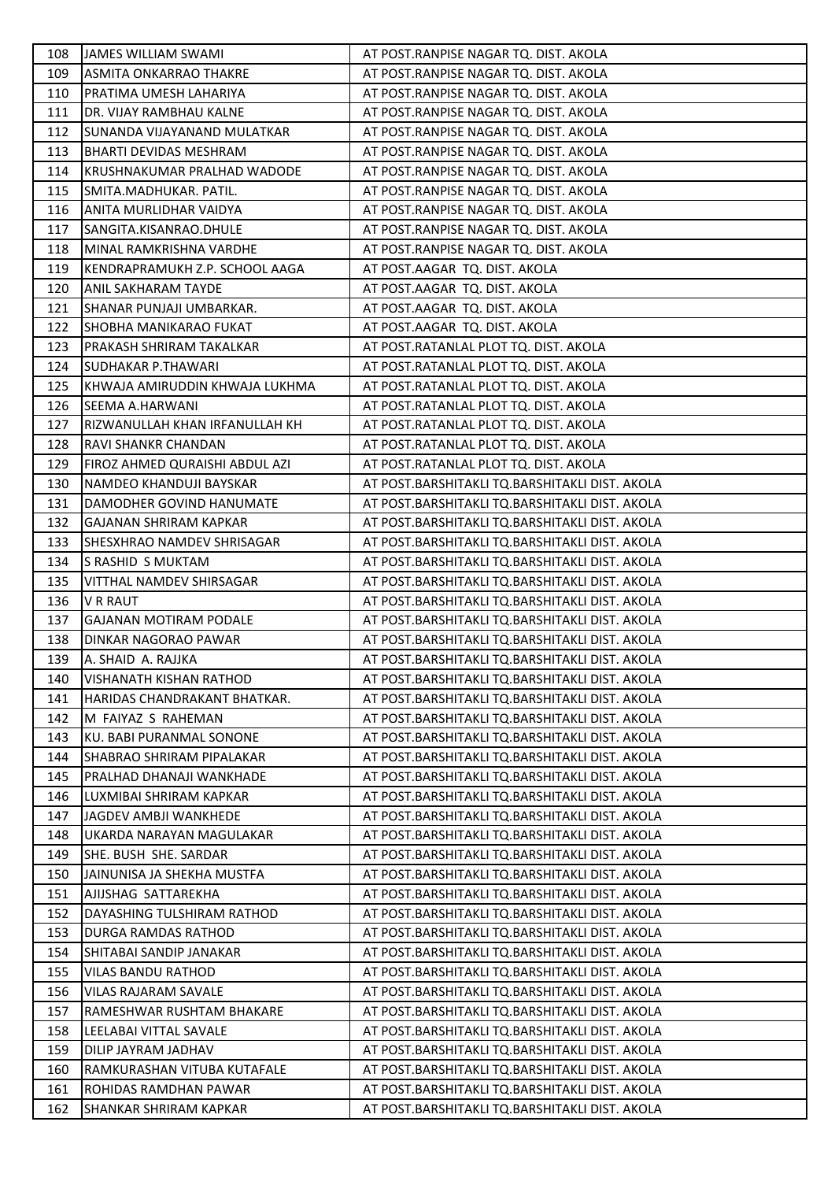| 108 | JAMES WILLIAM SWAMI | AT POST.RANPISE NAGAR TQ. DIST. AKOLA |
|---|---|---|
| 109 | ASMITA ONKARRAO THAKRE | AT POST.RANPISE NAGAR TQ. DIST. AKOLA |
| 110 | PRATIMA UMESH LAHARIYA | AT POST.RANPISE NAGAR TQ. DIST. AKOLA |
| 111 | DR. VIJAY RAMBHAU KALNE | AT POST.RANPISE NAGAR TQ. DIST. AKOLA |
| 112 | SUNANDA VIJAYANAND MULATKAR | AT POST.RANPISE NAGAR TQ. DIST. AKOLA |
| 113 | BHARTI DEVIDAS MESHRAM | AT POST.RANPISE NAGAR TQ. DIST. AKOLA |
| 114 | KRUSHNAKUMAR PRALHAD WADODE | AT POST.RANPISE NAGAR TQ. DIST. AKOLA |
| 115 | SMITA.MADHUKAR. PATIL. | AT POST.RANPISE NAGAR TQ. DIST. AKOLA |
| 116 | ANITA MURLIDHAR VAIDYA | AT POST.RANPISE NAGAR TQ. DIST. AKOLA |
| 117 | SANGITA.KISANRAO.DHULE | AT POST.RANPISE NAGAR TQ. DIST. AKOLA |
| 118 | MINAL RAMKRISHNA VARDHE | AT POST.RANPISE NAGAR TQ. DIST. AKOLA |
| 119 | KENDRAPRAMUKH Z.P. SCHOOL AAGA | AT POST.AAGAR TQ. DIST. AKOLA |
| 120 | ANIL SAKHARAM TAYDE | AT POST.AAGAR TQ. DIST. AKOLA |
| 121 | SHANAR PUNJAJI UMBARKAR. | AT POST.AAGAR TQ. DIST. AKOLA |
| 122 | SHOBHA MANIKARAO FUKAT | AT POST.AAGAR TQ. DIST. AKOLA |
| 123 | PRAKASH SHRIRAM TAKALKAR | AT POST.RATANLAL PLOT TQ. DIST. AKOLA |
| 124 | SUDHAKAR P.THAWARI | AT POST.RATANLAL PLOT TQ. DIST. AKOLA |
| 125 | KHWAJA AMIRUDDIN KHWAJA LUKHMA | AT POST.RATANLAL PLOT TQ. DIST. AKOLA |
| 126 | SEEMA A.HARWANI | AT POST.RATANLAL PLOT TQ. DIST. AKOLA |
| 127 | RIZWANULLAH KHAN IRFANULLAH KH | AT POST.RATANLAL PLOT TQ. DIST. AKOLA |
| 128 | RAVI SHANKR CHANDAN | AT POST.RATANLAL PLOT TQ. DIST. AKOLA |
| 129 | FIROZ AHMED QURAISHI ABDUL AZI | AT POST.RATANLAL PLOT TQ. DIST. AKOLA |
| 130 | NAMDEO KHANDUJI BAYSKAR | AT POST.BARSHITAKLI TQ.BARSHITAKLI DIST. AKOLA |
| 131 | DAMODHER GOVIND HANUMATE | AT POST.BARSHITAKLI TQ.BARSHITAKLI DIST. AKOLA |
| 132 | GAJANAN SHRIRAM KAPKAR | AT POST.BARSHITAKLI TQ.BARSHITAKLI DIST. AKOLA |
| 133 | SHESXHRAO NAMDEV SHRISAGAR | AT POST.BARSHITAKLI TQ.BARSHITAKLI DIST. AKOLA |
| 134 | S RASHID S MUKTAM | AT POST.BARSHITAKLI TQ.BARSHITAKLI DIST. AKOLA |
| 135 | VITTHAL NAMDEV SHIRSAGAR | AT POST.BARSHITAKLI TQ.BARSHITAKLI DIST. AKOLA |
| 136 | V R RAUT | AT POST.BARSHITAKLI TQ.BARSHITAKLI DIST. AKOLA |
| 137 | GAJANAN MOTIRAM PODALE | AT POST.BARSHITAKLI TQ.BARSHITAKLI DIST. AKOLA |
| 138 | DINKAR NAGORAO PAWAR | AT POST.BARSHITAKLI TQ.BARSHITAKLI DIST. AKOLA |
| 139 | A. SHAID A. RAJJKA | AT POST.BARSHITAKLI TQ.BARSHITAKLI DIST. AKOLA |
| 140 | VISHANATH KISHAN RATHOD | AT POST.BARSHITAKLI TQ.BARSHITAKLI DIST. AKOLA |
| 141 | HARIDAS CHANDRAKANT BHATKAR. | AT POST.BARSHITAKLI TQ.BARSHITAKLI DIST. AKOLA |
| 142 | M FAIYAZ S RAHEMAN | AT POST.BARSHITAKLI TQ.BARSHITAKLI DIST. AKOLA |
| 143 | KU. BABI PURANMAL SONONE | AT POST.BARSHITAKLI TQ.BARSHITAKLI DIST. AKOLA |
| 144 | SHABRAO SHRIRAM PIPALAKAR | AT POST.BARSHITAKLI TQ.BARSHITAKLI DIST. AKOLA |
| 145 | PRALHAD DHANAJI WANKHADE | AT POST.BARSHITAKLI TQ.BARSHITAKLI DIST. AKOLA |
| 146 | LUXMIBAI SHRIRAM KAPKAR | AT POST.BARSHITAKLI TQ.BARSHITAKLI DIST. AKOLA |
| 147 | JAGDEV AMBJI WANKHEDE | AT POST.BARSHITAKLI TQ.BARSHITAKLI DIST. AKOLA |
| 148 | UKARDA NARAYAN MAGULAKAR | AT POST.BARSHITAKLI TQ.BARSHITAKLI DIST. AKOLA |
| 149 | SHE. BUSH SHE. SARDAR | AT POST.BARSHITAKLI TQ.BARSHITAKLI DIST. AKOLA |
| 150 | JAINUNISA JA SHEKHA MUSTFA | AT POST.BARSHITAKLI TQ.BARSHITAKLI DIST. AKOLA |
| 151 | AJIJSHAG SATTAREKHA | AT POST.BARSHITAKLI TQ.BARSHITAKLI DIST. AKOLA |
| 152 | DAYASHING TULSHIRAM RATHOD | AT POST.BARSHITAKLI TQ.BARSHITAKLI DIST. AKOLA |
| 153 | DURGA RAMDAS RATHOD | AT POST.BARSHITAKLI TQ.BARSHITAKLI DIST. AKOLA |
| 154 | SHITABAI SANDIP JANAKAR | AT POST.BARSHITAKLI TQ.BARSHITAKLI DIST. AKOLA |
| 155 | VILAS BANDU RATHOD | AT POST.BARSHITAKLI TQ.BARSHITAKLI DIST. AKOLA |
| 156 | VILAS RAJARAM SAVALE | AT POST.BARSHITAKLI TQ.BARSHITAKLI DIST. AKOLA |
| 157 | RAMESHWAR RUSHTAM BHAKARE | AT POST.BARSHITAKLI TQ.BARSHITAKLI DIST. AKOLA |
| 158 | LEELABAI VITTAL SAVALE | AT POST.BARSHITAKLI TQ.BARSHITAKLI DIST. AKOLA |
| 159 | DILIP JAYRAM JADHAV | AT POST.BARSHITAKLI TQ.BARSHITAKLI DIST. AKOLA |
| 160 | RAMKURASHAN VITUBA KUTAFALE | AT POST.BARSHITAKLI TQ.BARSHITAKLI DIST. AKOLA |
| 161 | ROHIDAS RAMDHAN PAWAR | AT POST.BARSHITAKLI TQ.BARSHITAKLI DIST. AKOLA |
| 162 | SHANKAR SHRIRAM KAPKAR | AT POST.BARSHITAKLI TQ.BARSHITAKLI DIST. AKOLA |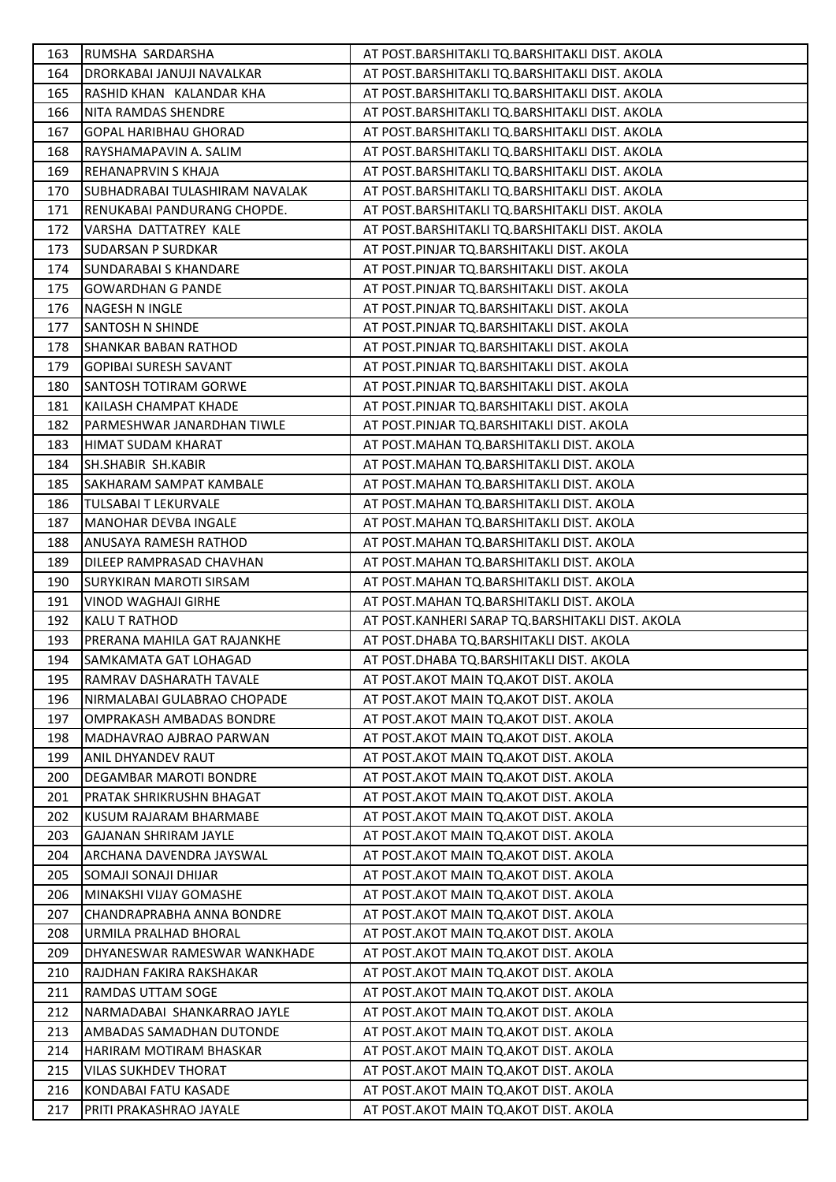| 163 | RUMSHA SARDARSHA | AT POST.BARSHITAKLI TQ.BARSHITAKLI DIST. AKOLA |
|---|---|---|
| 164 | DRORKABAI JANUJI NAVALKAR | AT POST.BARSHITAKLI TQ.BARSHITAKLI DIST. AKOLA |
| 165 | RASHID KHAN KALANDAR KHA | AT POST.BARSHITAKLI TQ.BARSHITAKLI DIST. AKOLA |
| 166 | NITA RAMDAS SHENDRE | AT POST.BARSHITAKLI TQ.BARSHITAKLI DIST. AKOLA |
| 167 | GOPAL HARIBHAU GHORAD | AT POST.BARSHITAKLI TQ.BARSHITAKLI DIST. AKOLA |
| 168 | RAYSHAMAPAVIN A. SALIM | AT POST.BARSHITAKLI TQ.BARSHITAKLI DIST. AKOLA |
| 169 | REHANAPRVIN S KHAJA | AT POST.BARSHITAKLI TQ.BARSHITAKLI DIST. AKOLA |
| 170 | SUBHADRABAI TULASHIRAM NAVALAK | AT POST.BARSHITAKLI TQ.BARSHITAKLI DIST. AKOLA |
| 171 | RENUKABAI PANDURANG CHOPDE. | AT POST.BARSHITAKLI TQ.BARSHITAKLI DIST. AKOLA |
| 172 | VARSHA DATTATREY KALE | AT POST.BARSHITAKLI TQ.BARSHITAKLI DIST. AKOLA |
| 173 | SUDARSAN P SURDKAR | AT POST.PINJAR TQ.BARSHITAKLI DIST. AKOLA |
| 174 | SUNDARABAI S KHANDARE | AT POST.PINJAR TQ.BARSHITAKLI DIST. AKOLA |
| 175 | GOWARDHAN G PANDE | AT POST.PINJAR TQ.BARSHITAKLI DIST. AKOLA |
| 176 | NAGESH N INGLE | AT POST.PINJAR TQ.BARSHITAKLI DIST. AKOLA |
| 177 | SANTOSH N SHINDE | AT POST.PINJAR TQ.BARSHITAKLI DIST. AKOLA |
| 178 | SHANKAR BABAN RATHOD | AT POST.PINJAR TQ.BARSHITAKLI DIST. AKOLA |
| 179 | GOPIBAI SURESH SAVANT | AT POST.PINJAR TQ.BARSHITAKLI DIST. AKOLA |
| 180 | SANTOSH TOTIRAM GORWE | AT POST.PINJAR TQ.BARSHITAKLI DIST. AKOLA |
| 181 | KAILASH CHAMPAT KHADE | AT POST.PINJAR TQ.BARSHITAKLI DIST. AKOLA |
| 182 | PARMESHWAR JANARDHAN TIWLE | AT POST.PINJAR TQ.BARSHITAKLI DIST. AKOLA |
| 183 | HIMAT SUDAM KHARAT | AT POST.MAHAN TQ.BARSHITAKLI DIST. AKOLA |
| 184 | SH.SHABIR SH.KABIR | AT POST.MAHAN TQ.BARSHITAKLI DIST. AKOLA |
| 185 | SAKHARAM SAMPAT KAMBALE | AT POST.MAHAN TQ.BARSHITAKLI DIST. AKOLA |
| 186 | TULSABAI T LEKURVALE | AT POST.MAHAN TQ.BARSHITAKLI DIST. AKOLA |
| 187 | MANOHAR DEVBA INGALE | AT POST.MAHAN TQ.BARSHITAKLI DIST. AKOLA |
| 188 | ANUSAYA RAMESH RATHOD | AT POST.MAHAN TQ.BARSHITAKLI DIST. AKOLA |
| 189 | DILEEP RAMPRASAD CHAVHAN | AT POST.MAHAN TQ.BARSHITAKLI DIST. AKOLA |
| 190 | SURYKIRAN MAROTI SIRSAM | AT POST.MAHAN TQ.BARSHITAKLI DIST. AKOLA |
| 191 | VINOD WAGHAJI GIRHE | AT POST.MAHAN TQ.BARSHITAKLI DIST. AKOLA |
| 192 | KALU T RATHOD | AT POST.KANHERI SARAP TQ.BARSHITAKLI DIST. AKOLA |
| 193 | PRERANA MAHILA GAT RAJANKHE | AT POST.DHABA TQ.BARSHITAKLI DIST. AKOLA |
| 194 | SAMKAMATA GAT LOHAGAD | AT POST.DHABA TQ.BARSHITAKLI DIST. AKOLA |
| 195 | RAMRAV DASHARATH TAVALE | AT POST.AKOT MAIN TQ.AKOT DIST. AKOLA |
| 196 | NIRMALABAI GULABRAO CHOPADE | AT POST.AKOT MAIN TQ.AKOT DIST. AKOLA |
| 197 | OMPRAKASH AMBADAS BONDRE | AT POST.AKOT MAIN TQ.AKOT DIST. AKOLA |
| 198 | MADHAVRAO AJBRAO PARWAN | AT POST.AKOT MAIN TQ.AKOT DIST. AKOLA |
| 199 | ANIL DHYANDEV RAUT | AT POST.AKOT MAIN TQ.AKOT DIST. AKOLA |
| 200 | DEGAMBAR MAROTI BONDRE | AT POST.AKOT MAIN TQ.AKOT DIST. AKOLA |
| 201 | PRATAK SHRIKRUSHN BHAGAT | AT POST.AKOT MAIN TQ.AKOT DIST. AKOLA |
| 202 | KUSUM RAJARAM BHARMABE | AT POST.AKOT MAIN TQ.AKOT DIST. AKOLA |
| 203 | GAJANAN SHRIRAM JAYLE | AT POST.AKOT MAIN TQ.AKOT DIST. AKOLA |
| 204 | ARCHANA DAVENDRA JAYSWAL | AT POST.AKOT MAIN TQ.AKOT DIST. AKOLA |
| 205 | SOMAJI SONAJI DHIJAR | AT POST.AKOT MAIN TQ.AKOT DIST. AKOLA |
| 206 | MINAKSHI VIJAY GOMASHE | AT POST.AKOT MAIN TQ.AKOT DIST. AKOLA |
| 207 | CHANDRAPRABHA ANNA BONDRE | AT POST.AKOT MAIN TQ.AKOT DIST. AKOLA |
| 208 | URMILA PRALHAD BHORAL | AT POST.AKOT MAIN TQ.AKOT DIST. AKOLA |
| 209 | DHYANESWAR RAMESWAR WANKHADE | AT POST.AKOT MAIN TQ.AKOT DIST. AKOLA |
| 210 | RAJDHAN FAKIRA RAKSHAKAR | AT POST.AKOT MAIN TQ.AKOT DIST. AKOLA |
| 211 | RAMDAS UTTAM SOGE | AT POST.AKOT MAIN TQ.AKOT DIST. AKOLA |
| 212 | NARMADABAI SHANKARRAO JAYLE | AT POST.AKOT MAIN TQ.AKOT DIST. AKOLA |
| 213 | AMBADAS SAMADHAN DUTONDE | AT POST.AKOT MAIN TQ.AKOT DIST. AKOLA |
| 214 | HARIRAM MOTIRAM BHASKAR | AT POST.AKOT MAIN TQ.AKOT DIST. AKOLA |
| 215 | VILAS SUKHDEV THORAT | AT POST.AKOT MAIN TQ.AKOT DIST. AKOLA |
| 216 | KONDABAI FATU KASADE | AT POST.AKOT MAIN TQ.AKOT DIST. AKOLA |
| 217 | PRITI PRAKASHRAO JAYALE | AT POST.AKOT MAIN TQ.AKOT DIST. AKOLA |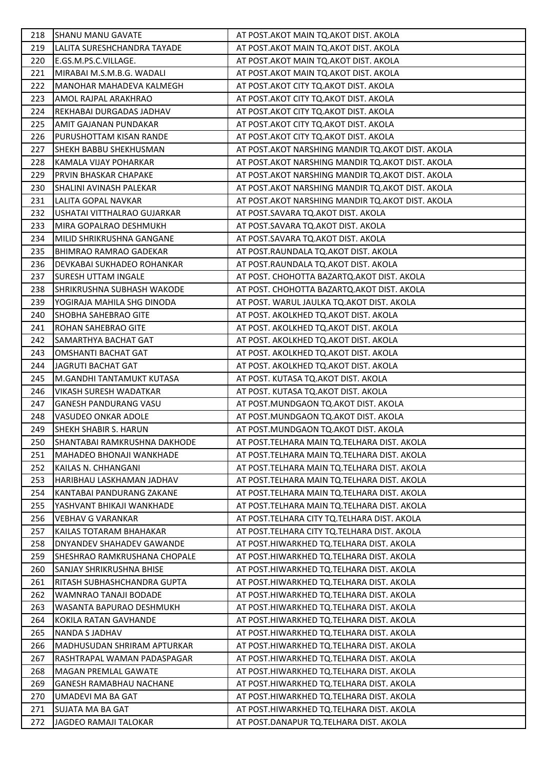| 218 | SHANU MANU GAVATE | AT POST.AKOT MAIN TQ.AKOT DIST. AKOLA |
|---|---|---|
| 219 | LALITA SURESHCHANDRA TAYADE | AT POST.AKOT MAIN TQ.AKOT DIST. AKOLA |
| 220 | E.GS.M.PS.C.VILLAGE. | AT POST.AKOT MAIN TQ.AKOT DIST. AKOLA |
| 221 | MIRABAI M.S.M.B.G. WADALI | AT POST.AKOT MAIN TQ.AKOT DIST. AKOLA |
| 222 | MANOHAR MAHADEVA KALMEGH | AT POST.AKOT CITY TQ.AKOT DIST. AKOLA |
| 223 | AMOL RAJPAL ARAKHRAO | AT POST.AKOT CITY TQ.AKOT DIST. AKOLA |
| 224 | REKHABAI DURGADAS JADHAV | AT POST.AKOT CITY TQ.AKOT DIST. AKOLA |
| 225 | AMIT GAJANAN PUNDAKAR | AT POST.AKOT CITY TQ.AKOT DIST. AKOLA |
| 226 | PURUSHOTTAM KISAN RANDE | AT POST.AKOT CITY TQ.AKOT DIST. AKOLA |
| 227 | SHEKH BABBU SHEKHUSMAN | AT POST.AKOT NARSHING MANDIR TQ.AKOT DIST. AKOLA |
| 228 | KAMALA VIJAY POHARKAR | AT POST.AKOT NARSHING MANDIR TQ.AKOT DIST. AKOLA |
| 229 | PRVIN BHASKAR CHAPAKE | AT POST.AKOT NARSHING MANDIR TQ.AKOT DIST. AKOLA |
| 230 | SHALINI AVINASH PALEKAR | AT POST.AKOT NARSHING MANDIR TQ.AKOT DIST. AKOLA |
| 231 | LALITA GOPAL NAVKAR | AT POST.AKOT NARSHING MANDIR TQ.AKOT DIST. AKOLA |
| 232 | USHATAI VITTHALRAO GUJARKAR | AT POST.SAVARA TQ.AKOT DIST. AKOLA |
| 233 | MIRA GOPALRAO DESHMUKH | AT POST.SAVARA TQ.AKOT DIST. AKOLA |
| 234 | MILID SHRIKRUSHNA GANGANE | AT POST.SAVARA TQ.AKOT DIST. AKOLA |
| 235 | BHIMRAO RAMRAO GADEKAR | AT POST.RAUNDALA TQ.AKOT DIST. AKOLA |
| 236 | DEVKABAI SUKHADEO ROHANKAR | AT POST.RAUNDALA TQ.AKOT DIST. AKOLA |
| 237 | SURESH UTTAM INGALE | AT POST. CHOHOTTA BAZARTQ.AKOT DIST. AKOLA |
| 238 | SHRIKRUSHNA SUBHASH WAKODE | AT POST. CHOHOTTA BAZARTQ.AKOT DIST. AKOLA |
| 239 | YOGIRAJA MAHILA SHG DINODA | AT POST. WARUL JAULKA TQ.AKOT DIST. AKOLA |
| 240 | SHOBHA SAHEBRAO GITE | AT POST. AKOLKHED TQ.AKOT DIST. AKOLA |
| 241 | ROHAN SAHEBRAO GITE | AT POST. AKOLKHED TQ.AKOT DIST. AKOLA |
| 242 | SAMARTHYA BACHAT GAT | AT POST. AKOLKHED TQ.AKOT DIST. AKOLA |
| 243 | OMSHANTI BACHAT GAT | AT POST. AKOLKHED TQ.AKOT DIST. AKOLA |
| 244 | JAGRUTI BACHAT GAT | AT POST. AKOLKHED TQ.AKOT DIST. AKOLA |
| 245 | M.GANDHI TANTAMUKT KUTASA | AT POST. KUTASA TQ.AKOT DIST. AKOLA |
| 246 | VIKASH SURESH WADATKAR | AT POST. KUTASA TQ.AKOT DIST. AKOLA |
| 247 | GANESH PANDURANG VASU | AT POST.MUNDGAON TQ.AKOT DIST. AKOLA |
| 248 | VASUDEO ONKAR ADOLE | AT POST.MUNDGAON TQ.AKOT DIST. AKOLA |
| 249 | SHEKH SHABIR S. HARUN | AT POST.MUNDGAON TQ.AKOT DIST. AKOLA |
| 250 | SHANTABAI RAMKRUSHNA DAKHODE | AT POST.TELHARA MAIN TQ.TELHARA DIST. AKOLA |
| 251 | MAHADEO BHONAJI WANKHADE | AT POST.TELHARA MAIN TQ.TELHARA DIST. AKOLA |
| 252 | KAILAS N. CHHANGANI | AT POST.TELHARA MAIN TQ.TELHARA DIST. AKOLA |
| 253 | HARIBHAU LASKHAMAN JADHAV | AT POST.TELHARA MAIN TQ.TELHARA DIST. AKOLA |
| 254 | KANTABAI PANDURANG ZAKANE | AT POST.TELHARA MAIN TQ.TELHARA DIST. AKOLA |
| 255 | YASHVANT BHIKAJI WANKHADE | AT POST.TELHARA MAIN TQ.TELHARA DIST. AKOLA |
| 256 | VEBHAV G VARANKAR | AT POST.TELHARA CITY TQ.TELHARA DIST. AKOLA |
| 257 | KAILAS TOTARAM BHAHAKAR | AT POST.TELHARA CITY TQ.TELHARA DIST. AKOLA |
| 258 | DNYANDEV SHAHADEV GAWANDE | AT POST.HIWARKHED TQ.TELHARA DIST. AKOLA |
| 259 | SHESHRAO RAMKRUSHANA CHOPALE | AT POST.HIWARKHED TQ.TELHARA DIST. AKOLA |
| 260 | SANJAY SHRIKRUSHNA BHISE | AT POST.HIWARKHED TQ.TELHARA DIST. AKOLA |
| 261 | RITASH SUBHASHCHANDRA GUPTA | AT POST.HIWARKHED TQ.TELHARA DIST. AKOLA |
| 262 | WAMNRAO TANAJI BODADE | AT POST.HIWARKHED TQ.TELHARA DIST. AKOLA |
| 263 | WASANTA BAPURAO DESHMUKH | AT POST.HIWARKHED TQ.TELHARA DIST. AKOLA |
| 264 | KOKILA RATAN GAVHANDE | AT POST.HIWARKHED TQ.TELHARA DIST. AKOLA |
| 265 | NANDA S JADHAV | AT POST.HIWARKHED TQ.TELHARA DIST. AKOLA |
| 266 | MADHUSUDAN SHRIRAM APTURKAR | AT POST.HIWARKHED TQ.TELHARA DIST. AKOLA |
| 267 | RASHTRAPAL WAMAN PADASPAGAR | AT POST.HIWARKHED TQ.TELHARA DIST. AKOLA |
| 268 | MAGAN PREMLAL GAWATE | AT POST.HIWARKHED TQ.TELHARA DIST. AKOLA |
| 269 | GANESH RAMABHAU NACHANE | AT POST.HIWARKHED TQ.TELHARA DIST. AKOLA |
| 270 | UMADEVI MA BA GAT | AT POST.HIWARKHED TQ.TELHARA DIST. AKOLA |
| 271 | SUJATA MA BA GAT | AT POST.HIWARKHED TQ.TELHARA DIST. AKOLA |
| 272 | JAGDEO RAMAJI TALOKAR | AT POST.DANAPUR TQ.TELHARA DIST. AKOLA |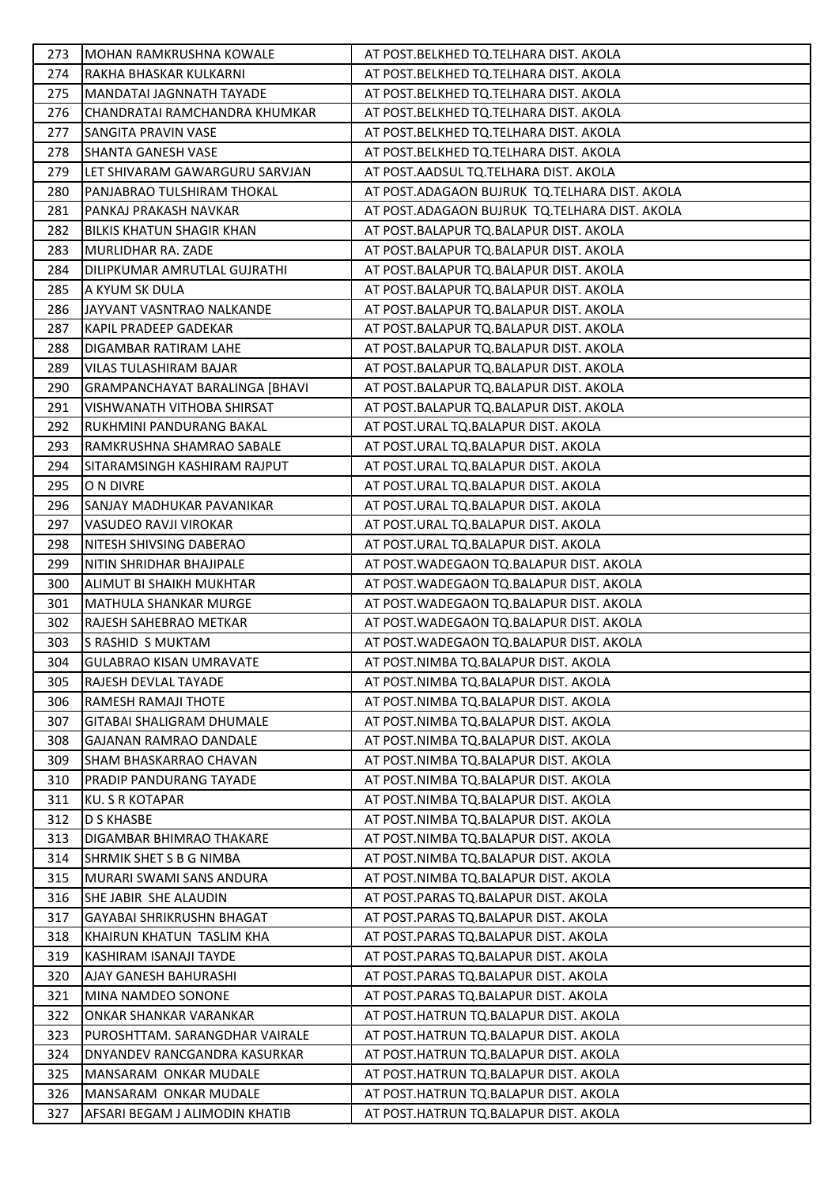| 273 | MOHAN RAMKRUSHNA KOWALE | AT POST.BELKHED TQ.TELHARA DIST. AKOLA |
|---|---|---|
| 274 | RAKHA BHASKAR KULKARNI | AT POST.BELKHED TQ.TELHARA DIST. AKOLA |
| 275 | MANDATAI JAGNNATH TAYADE | AT POST.BELKHED TQ.TELHARA DIST. AKOLA |
| 276 | CHANDRATAI RAMCHANDRA KHUMKAR | AT POST.BELKHED TQ.TELHARA DIST. AKOLA |
| 277 | SANGITA PRAVIN VASE | AT POST.BELKHED TQ.TELHARA DIST. AKOLA |
| 278 | SHANTA GANESH VASE | AT POST.BELKHED TQ.TELHARA DIST. AKOLA |
| 279 | LET SHIVARAM GAWARGURU SARVJAN | AT POST.AADSUL TQ.TELHARA DIST. AKOLA |
| 280 | PANJABRAO TULSHIRAM THOKAL | AT POST.ADAGAON BUJRUK TQ.TELHARA DIST. AKOLA |
| 281 | PANKAJ PRAKASH NAVKAR | AT POST.ADAGAON BUJRUK TQ.TELHARA DIST. AKOLA |
| 282 | BILKIS KHATUN SHAGIR KHAN | AT POST.BALAPUR TQ.BALAPUR DIST. AKOLA |
| 283 | MURLIDHAR RA. ZADE | AT POST.BALAPUR TQ.BALAPUR DIST. AKOLA |
| 284 | DILIPKUMAR AMRUTLAL GUJRATHI | AT POST.BALAPUR TQ.BALAPUR DIST. AKOLA |
| 285 | A KYUM SK DULA | AT POST.BALAPUR TQ.BALAPUR DIST. AKOLA |
| 286 | JAYVANT VASNTRAO NALKANDE | AT POST.BALAPUR TQ.BALAPUR DIST. AKOLA |
| 287 | KAPIL PRADEEP GADEKAR | AT POST.BALAPUR TQ.BALAPUR DIST. AKOLA |
| 288 | DIGAMBAR RATIRAM LAHE | AT POST.BALAPUR TQ.BALAPUR DIST. AKOLA |
| 289 | VILAS TULASHIRAM BAJAR | AT POST.BALAPUR TQ.BALAPUR DIST. AKOLA |
| 290 | GRAMPANCHAYAT BARALINGA [BHAVI | AT POST.BALAPUR TQ.BALAPUR DIST. AKOLA |
| 291 | VISHWANATH VITHOBA SHIRSAT | AT POST.BALAPUR TQ.BALAPUR DIST. AKOLA |
| 292 | RUKHMINI PANDURANG BAKAL | AT POST.URAL TQ.BALAPUR DIST. AKOLA |
| 293 | RAMKRUSHNA SHAMRAO SABALE | AT POST.URAL TQ.BALAPUR DIST. AKOLA |
| 294 | SITARAMSINGH KASHIRAM RAJPUT | AT POST.URAL TQ.BALAPUR DIST. AKOLA |
| 295 | O N DIVRE | AT POST.URAL TQ.BALAPUR DIST. AKOLA |
| 296 | SANJAY MADHUKAR PAVANIKAR | AT POST.URAL TQ.BALAPUR DIST. AKOLA |
| 297 | VASUDEO RAVJI VIROKAR | AT POST.URAL TQ.BALAPUR DIST. AKOLA |
| 298 | NITESH SHIVSING DABERAO | AT POST.URAL TQ.BALAPUR DIST. AKOLA |
| 299 | NITIN SHRIDHAR BHAJIPALE | AT POST.WADEGAON TQ.BALAPUR DIST. AKOLA |
| 300 | ALIMUT BI SHAIKH MUKHTAR | AT POST.WADEGAON TQ.BALAPUR DIST. AKOLA |
| 301 | MATHULA SHANKAR MURGE | AT POST.WADEGAON TQ.BALAPUR DIST. AKOLA |
| 302 | RAJESH SAHEBRAO METKAR | AT POST.WADEGAON TQ.BALAPUR DIST. AKOLA |
| 303 | S RASHID S MUKTAM | AT POST.WADEGAON TQ.BALAPUR DIST. AKOLA |
| 304 | GULABRAO KISAN UMRAVATE | AT POST.NIMBA TQ.BALAPUR DIST. AKOLA |
| 305 | RAJESH DEVLAL TAYADE | AT POST.NIMBA TQ.BALAPUR DIST. AKOLA |
| 306 | RAMESH RAMAJI THOTE | AT POST.NIMBA TQ.BALAPUR DIST. AKOLA |
| 307 | GITABAI SHALIGRAM DHUMALE | AT POST.NIMBA TQ.BALAPUR DIST. AKOLA |
| 308 | GAJANAN RAMRAO DANDALE | AT POST.NIMBA TQ.BALAPUR DIST. AKOLA |
| 309 | SHAM BHASKARRAO CHAVAN | AT POST.NIMBA TQ.BALAPUR DIST. AKOLA |
| 310 | PRADIP PANDURANG TAYADE | AT POST.NIMBA TQ.BALAPUR DIST. AKOLA |
| 311 | KU. S R KOTAPAR | AT POST.NIMBA TQ.BALAPUR DIST. AKOLA |
| 312 | D S KHASBE | AT POST.NIMBA TQ.BALAPUR DIST. AKOLA |
| 313 | DIGAMBAR BHIMRAO THAKARE | AT POST.NIMBA TQ.BALAPUR DIST. AKOLA |
| 314 | SHRMIK SHET S B G NIMBA | AT POST.NIMBA TQ.BALAPUR DIST. AKOLA |
| 315 | MURARI SWAMI SANS ANDURA | AT POST.NIMBA TQ.BALAPUR DIST. AKOLA |
| 316 | SHE JABIR SHE ALAUDIN | AT POST.PARAS TQ.BALAPUR DIST. AKOLA |
| 317 | GAYABAI SHRIKRUSHN BHAGAT | AT POST.PARAS TQ.BALAPUR DIST. AKOLA |
| 318 | KHAIRUN KHATUN TASLIM KHA | AT POST.PARAS TQ.BALAPUR DIST. AKOLA |
| 319 | KASHIRAM ISANAJI TAYDE | AT POST.PARAS TQ.BALAPUR DIST. AKOLA |
| 320 | AJAY GANESH BAHURASHI | AT POST.PARAS TQ.BALAPUR DIST. AKOLA |
| 321 | MINA NAMDEO SONONE | AT POST.PARAS TQ.BALAPUR DIST. AKOLA |
| 322 | ONKAR SHANKAR VARANKAR | AT POST.HATRUN TQ.BALAPUR DIST. AKOLA |
| 323 | PUROSHTTAM. SARANGDHAR VAIRALE | AT POST.HATRUN TQ.BALAPUR DIST. AKOLA |
| 324 | DNYANDEV RANCGANDRA KASURKAR | AT POST.HATRUN TQ.BALAPUR DIST. AKOLA |
| 325 | MANSARAM ONKAR MUDALE | AT POST.HATRUN TQ.BALAPUR DIST. AKOLA |
| 326 | MANSARAM ONKAR MUDALE | AT POST.HATRUN TQ.BALAPUR DIST. AKOLA |
| 327 | AFSARI BEGAM J ALIMODIN KHATIB | AT POST.HATRUN TQ.BALAPUR DIST. AKOLA |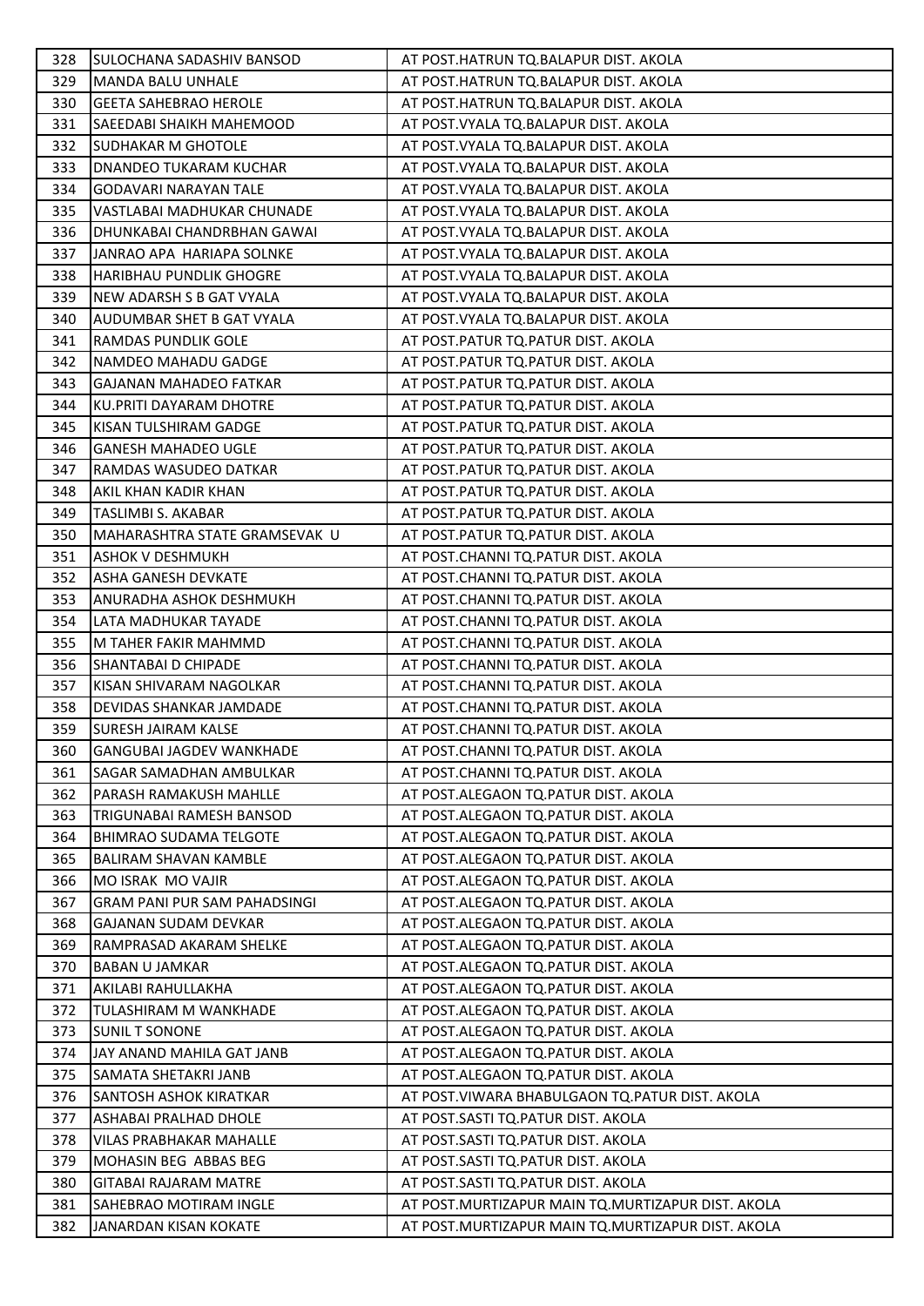| | | |
|---|---|---|
| 328 | SULOCHANA SADASHIV BANSOD | AT POST.HATRUN TQ.BALAPUR DIST. AKOLA |
| 329 | MANDA BALU UNHALE | AT POST.HATRUN TQ.BALAPUR DIST. AKOLA |
| 330 | GEETA SAHEBRAO HEROLE | AT POST.HATRUN TQ.BALAPUR DIST. AKOLA |
| 331 | SAEEDABI SHAIKH MAHEMOOD | AT POST.VYALA TQ.BALAPUR DIST. AKOLA |
| 332 | SUDHAKAR M GHOTOLE | AT POST.VYALA TQ.BALAPUR DIST. AKOLA |
| 333 | DNANDEO TUKARAM KUCHAR | AT POST.VYALA TQ.BALAPUR DIST. AKOLA |
| 334 | GODAVARI NARAYAN TALE | AT POST.VYALA TQ.BALAPUR DIST. AKOLA |
| 335 | VASTLABAI MADHUKAR CHUNADE | AT POST.VYALA TQ.BALAPUR DIST. AKOLA |
| 336 | DHUNKABAI CHANDRBHAN GAWAI | AT POST.VYALA TQ.BALAPUR DIST. AKOLA |
| 337 | JANRAO APA HARIAPA SOLNKE | AT POST.VYALA TQ.BALAPUR DIST. AKOLA |
| 338 | HARIBHAU PUNDLIK GHOGRE | AT POST.VYALA TQ.BALAPUR DIST. AKOLA |
| 339 | NEW ADARSH S B GAT VYALA | AT POST.VYALA TQ.BALAPUR DIST. AKOLA |
| 340 | AUDUMBAR SHET B GAT VYALA | AT POST.VYALA TQ.BALAPUR DIST. AKOLA |
| 341 | RAMDAS PUNDLIK GOLE | AT POST.PATUR TQ.PATUR DIST. AKOLA |
| 342 | NAMDEO MAHADU GADGE | AT POST.PATUR TQ.PATUR DIST. AKOLA |
| 343 | GAJANAN MAHADEO FATKAR | AT POST.PATUR TQ.PATUR DIST. AKOLA |
| 344 | KU.PRITI DAYARAM DHOTRE | AT POST.PATUR TQ.PATUR DIST. AKOLA |
| 345 | KISAN TULSHIRAM GADGE | AT POST.PATUR TQ.PATUR DIST. AKOLA |
| 346 | GANESH MAHADEO UGLE | AT POST.PATUR TQ.PATUR DIST. AKOLA |
| 347 | RAMDAS WASUDEO DATKAR | AT POST.PATUR TQ.PATUR DIST. AKOLA |
| 348 | AKIL KHAN KADIR KHAN | AT POST.PATUR TQ.PATUR DIST. AKOLA |
| 349 | TASLIMBI S. AKABAR | AT POST.PATUR TQ.PATUR DIST. AKOLA |
| 350 | MAHARASHTRA STATE GRAMSEVAK U | AT POST.PATUR TQ.PATUR DIST. AKOLA |
| 351 | ASHOK V DESHMUKH | AT POST.CHANNI TQ.PATUR DIST. AKOLA |
| 352 | ASHA GANESH DEVKATE | AT POST.CHANNI TQ.PATUR DIST. AKOLA |
| 353 | ANURADHA ASHOK DESHMUKH | AT POST.CHANNI TQ.PATUR DIST. AKOLA |
| 354 | LATA MADHUKAR TAYADE | AT POST.CHANNI TQ.PATUR DIST. AKOLA |
| 355 | M TAHER FAKIR MAHMMD | AT POST.CHANNI TQ.PATUR DIST. AKOLA |
| 356 | SHANTABAI D CHIPADE | AT POST.CHANNI TQ.PATUR DIST. AKOLA |
| 357 | KISAN SHIVARAM NAGOLKAR | AT POST.CHANNI TQ.PATUR DIST. AKOLA |
| 358 | DEVIDAS SHANKAR JAMDADE | AT POST.CHANNI TQ.PATUR DIST. AKOLA |
| 359 | SURESH JAIRAM KALSE | AT POST.CHANNI TQ.PATUR DIST. AKOLA |
| 360 | GANGUBAI JAGDEV WANKHADE | AT POST.CHANNI TQ.PATUR DIST. AKOLA |
| 361 | SAGAR SAMADHAN AMBULKAR | AT POST.CHANNI TQ.PATUR DIST. AKOLA |
| 362 | PARASH RAMAKUSH MAHLLE | AT POST.ALEGAON TQ.PATUR DIST. AKOLA |
| 363 | TRIGUNABAI RAMESH BANSOD | AT POST.ALEGAON TQ.PATUR DIST. AKOLA |
| 364 | BHIMRAO SUDAMA TELGOTE | AT POST.ALEGAON TQ.PATUR DIST. AKOLA |
| 365 | BALIRAM SHAVAN KAMBLE | AT POST.ALEGAON TQ.PATUR DIST. AKOLA |
| 366 | MO ISRAK MO VAJIR | AT POST.ALEGAON TQ.PATUR DIST. AKOLA |
| 367 | GRAM PANI PUR SAM PAHADSINGI | AT POST.ALEGAON TQ.PATUR DIST. AKOLA |
| 368 | GAJANAN SUDAM DEVKAR | AT POST.ALEGAON TQ.PATUR DIST. AKOLA |
| 369 | RAMPRASAD AKARAM SHELKE | AT POST.ALEGAON TQ.PATUR DIST. AKOLA |
| 370 | BABAN U JAMKAR | AT POST.ALEGAON TQ.PATUR DIST. AKOLA |
| 371 | AKILABI RAHULLAKHA | AT POST.ALEGAON TQ.PATUR DIST. AKOLA |
| 372 | TULASHIRAM M WANKHADE | AT POST.ALEGAON TQ.PATUR DIST. AKOLA |
| 373 | SUNIL T SONONE | AT POST.ALEGAON TQ.PATUR DIST. AKOLA |
| 374 | JAY ANAND MAHILA GAT JANB | AT POST.ALEGAON TQ.PATUR DIST. AKOLA |
| 375 | SAMATA SHETAKRI JANB | AT POST.ALEGAON TQ.PATUR DIST. AKOLA |
| 376 | SANTOSH ASHOK KIRATKAR | AT POST.VIWARA BHABULGAON TQ.PATUR DIST. AKOLA |
| 377 | ASHABAI PRALHAD DHOLE | AT POST.SASTI TQ.PATUR DIST. AKOLA |
| 378 | VILAS PRABHAKAR MAHALLE | AT POST.SASTI TQ.PATUR DIST. AKOLA |
| 379 | MOHASIN BEG ABBAS BEG | AT POST.SASTI TQ.PATUR DIST. AKOLA |
| 380 | GITABAI RAJARAM MATRE | AT POST.SASTI TQ.PATUR DIST. AKOLA |
| 381 | SAHEBRAO MOTIRAM INGLE | AT POST.MURTIZAPUR MAIN TQ.MURTIZAPUR DIST. AKOLA |
| 382 | JANARDAN KISAN KOKATE | AT POST.MURTIZAPUR MAIN TQ.MURTIZAPUR DIST. AKOLA |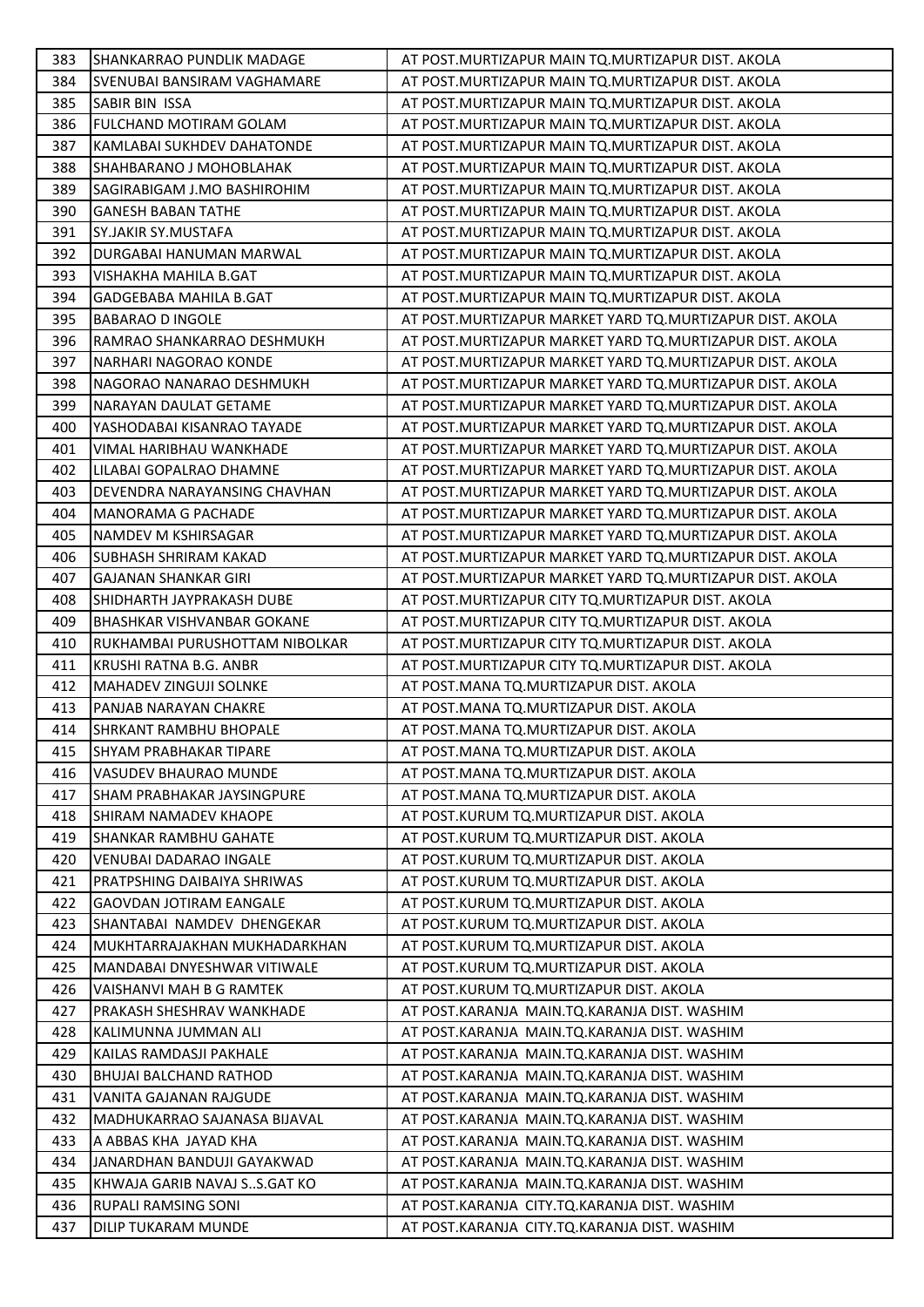| 383 | SHANKARRAO PUNDLIK MADAGE | AT POST.MURTIZAPUR MAIN TQ.MURTIZAPUR DIST. AKOLA |
|---|---|---|
| 384 | SVENUBAI BANSIRAM VAGHAMARE | AT POST.MURTIZAPUR MAIN TQ.MURTIZAPUR DIST. AKOLA |
| 385 | SABIR BIN ISSA | AT POST.MURTIZAPUR MAIN TQ.MURTIZAPUR DIST. AKOLA |
| 386 | FULCHAND MOTIRAM GOLAM | AT POST.MURTIZAPUR MAIN TQ.MURTIZAPUR DIST. AKOLA |
| 387 | KAMLABAI SUKHDEV DAHATONDE | AT POST.MURTIZAPUR MAIN TQ.MURTIZAPUR DIST. AKOLA |
| 388 | SHAHBARANO J MOHOBLAHAK | AT POST.MURTIZAPUR MAIN TQ.MURTIZAPUR DIST. AKOLA |
| 389 | SAGIRABIGAM J.MO BASHIROHIM | AT POST.MURTIZAPUR MAIN TQ.MURTIZAPUR DIST. AKOLA |
| 390 | GANESH BABAN TATHE | AT POST.MURTIZAPUR MAIN TQ.MURTIZAPUR DIST. AKOLA |
| 391 | SY.JAKIR SY.MUSTAFA | AT POST.MURTIZAPUR MAIN TQ.MURTIZAPUR DIST. AKOLA |
| 392 | DURGABAI HANUMAN MARWAL | AT POST.MURTIZAPUR MAIN TQ.MURTIZAPUR DIST. AKOLA |
| 393 | VISHAKHA MAHILA B.GAT | AT POST.MURTIZAPUR MAIN TQ.MURTIZAPUR DIST. AKOLA |
| 394 | GADGEBABA MAHILA B.GAT | AT POST.MURTIZAPUR MAIN TQ.MURTIZAPUR DIST. AKOLA |
| 395 | BABARAO D INGOLE | AT POST.MURTIZAPUR MARKET YARD TQ.MURTIZAPUR DIST. AKOLA |
| 396 | RAMRAO SHANKARRAO DESHMUKH | AT POST.MURTIZAPUR MARKET YARD TQ.MURTIZAPUR DIST. AKOLA |
| 397 | NARHARI NAGORAO KONDE | AT POST.MURTIZAPUR MARKET YARD TQ.MURTIZAPUR DIST. AKOLA |
| 398 | NAGORAO NANARAO DESHMUKH | AT POST.MURTIZAPUR MARKET YARD TQ.MURTIZAPUR DIST. AKOLA |
| 399 | NARAYAN DAULAT GETAME | AT POST.MURTIZAPUR MARKET YARD TQ.MURTIZAPUR DIST. AKOLA |
| 400 | YASHODABAI KISANRAO TAYADE | AT POST.MURTIZAPUR MARKET YARD TQ.MURTIZAPUR DIST. AKOLA |
| 401 | VIMAL HARIBHAU WANKHADE | AT POST.MURTIZAPUR MARKET YARD TQ.MURTIZAPUR DIST. AKOLA |
| 402 | LILABAI GOPALRAO DHAMNE | AT POST.MURTIZAPUR MARKET YARD TQ.MURTIZAPUR DIST. AKOLA |
| 403 | DEVENDRA NARAYANSING CHAVHAN | AT POST.MURTIZAPUR MARKET YARD TQ.MURTIZAPUR DIST. AKOLA |
| 404 | MANORAMA G PACHADE | AT POST.MURTIZAPUR MARKET YARD TQ.MURTIZAPUR DIST. AKOLA |
| 405 | NAMDEV M KSHIRSAGAR | AT POST.MURTIZAPUR MARKET YARD TQ.MURTIZAPUR DIST. AKOLA |
| 406 | SUBHASH SHRIRAM KAKAD | AT POST.MURTIZAPUR MARKET YARD TQ.MURTIZAPUR DIST. AKOLA |
| 407 | GAJANAN SHANKAR GIRI | AT POST.MURTIZAPUR MARKET YARD TQ.MURTIZAPUR DIST. AKOLA |
| 408 | SHIDHARTH JAYPRAKASH DUBE | AT POST.MURTIZAPUR CITY TQ.MURTIZAPUR DIST. AKOLA |
| 409 | BHASHKAR VISHVANBAR GOKANE | AT POST.MURTIZAPUR CITY TQ.MURTIZAPUR DIST. AKOLA |
| 410 | RUKHAMBAI PURUSHOTTAM NIBOLKAR | AT POST.MURTIZAPUR CITY TQ.MURTIZAPUR DIST. AKOLA |
| 411 | KRUSHI RATNA B.G. ANBR | AT POST.MURTIZAPUR CITY TQ.MURTIZAPUR DIST. AKOLA |
| 412 | MAHADEV ZINGUJI SOLNKE | AT POST.MANA TQ.MURTIZAPUR DIST. AKOLA |
| 413 | PANJAB NARAYAN CHAKRE | AT POST.MANA TQ.MURTIZAPUR DIST. AKOLA |
| 414 | SHRKANT RAMBHU BHOPALE | AT POST.MANA TQ.MURTIZAPUR DIST. AKOLA |
| 415 | SHYAM PRABHAKAR TIPARE | AT POST.MANA TQ.MURTIZAPUR DIST. AKOLA |
| 416 | VASUDEV BHAURAO MUNDE | AT POST.MANA TQ.MURTIZAPUR DIST. AKOLA |
| 417 | SHAM PRABHAKAR JAYSINGPURE | AT POST.MANA TQ.MURTIZAPUR DIST. AKOLA |
| 418 | SHIRAM NAMADEV KHAOPE | AT POST.KURUM TQ.MURTIZAPUR DIST. AKOLA |
| 419 | SHANKAR RAMBHU GAHATE | AT POST.KURUM TQ.MURTIZAPUR DIST. AKOLA |
| 420 | VENUBAI DADARAO INGALE | AT POST.KURUM TQ.MURTIZAPUR DIST. AKOLA |
| 421 | PRATPSHING DAIBAIYA SHRIWAS | AT POST.KURUM TQ.MURTIZAPUR DIST. AKOLA |
| 422 | GAOVDAN JOTIRAM EANGALE | AT POST.KURUM TQ.MURTIZAPUR DIST. AKOLA |
| 423 | SHANTABAI NAMDEV DHENGEKAR | AT POST.KURUM TQ.MURTIZAPUR DIST. AKOLA |
| 424 | MUKHTARRAJAKHAN MUKHADARKHAN | AT POST.KURUM TQ.MURTIZAPUR DIST. AKOLA |
| 425 | MANDABAI DNYESHWAR VITIWALE | AT POST.KURUM TQ.MURTIZAPUR DIST. AKOLA |
| 426 | VAISHANVI MAH B G RAMTEK | AT POST.KURUM TQ.MURTIZAPUR DIST. AKOLA |
| 427 | PRAKASH SHESHRAV WANKHADE | AT POST.KARANJA MAIN.TQ.KARANJA DIST. WASHIM |
| 428 | KALIMUNNA JUMMAN ALI | AT POST.KARANJA MAIN.TQ.KARANJA DIST. WASHIM |
| 429 | KAILAS RAMDASJI PAKHALE | AT POST.KARANJA MAIN.TQ.KARANJA DIST. WASHIM |
| 430 | BHUJAI BALCHAND RATHOD | AT POST.KARANJA MAIN.TQ.KARANJA DIST. WASHIM |
| 431 | VANITA GAJANAN RAJGUDE | AT POST.KARANJA MAIN.TQ.KARANJA DIST. WASHIM |
| 432 | MADHUKARRAO SAJANASA BIJAVAL | AT POST.KARANJA MAIN.TQ.KARANJA DIST. WASHIM |
| 433 | A ABBAS KHA JAYAD KHA | AT POST.KARANJA MAIN.TQ.KARANJA DIST. WASHIM |
| 434 | JANARDHAN BANDUJI GAYAKWAD | AT POST.KARANJA MAIN.TQ.KARANJA DIST. WASHIM |
| 435 | KHWAJA GARIB NAVAJ S..S.GAT KO | AT POST.KARANJA MAIN.TQ.KARANJA DIST. WASHIM |
| 436 | RUPALI RAMSING SONI | AT POST.KARANJA CITY.TQ.KARANJA DIST. WASHIM |
| 437 | DILIP TUKARAM MUNDE | AT POST.KARANJA CITY.TQ.KARANJA DIST. WASHIM |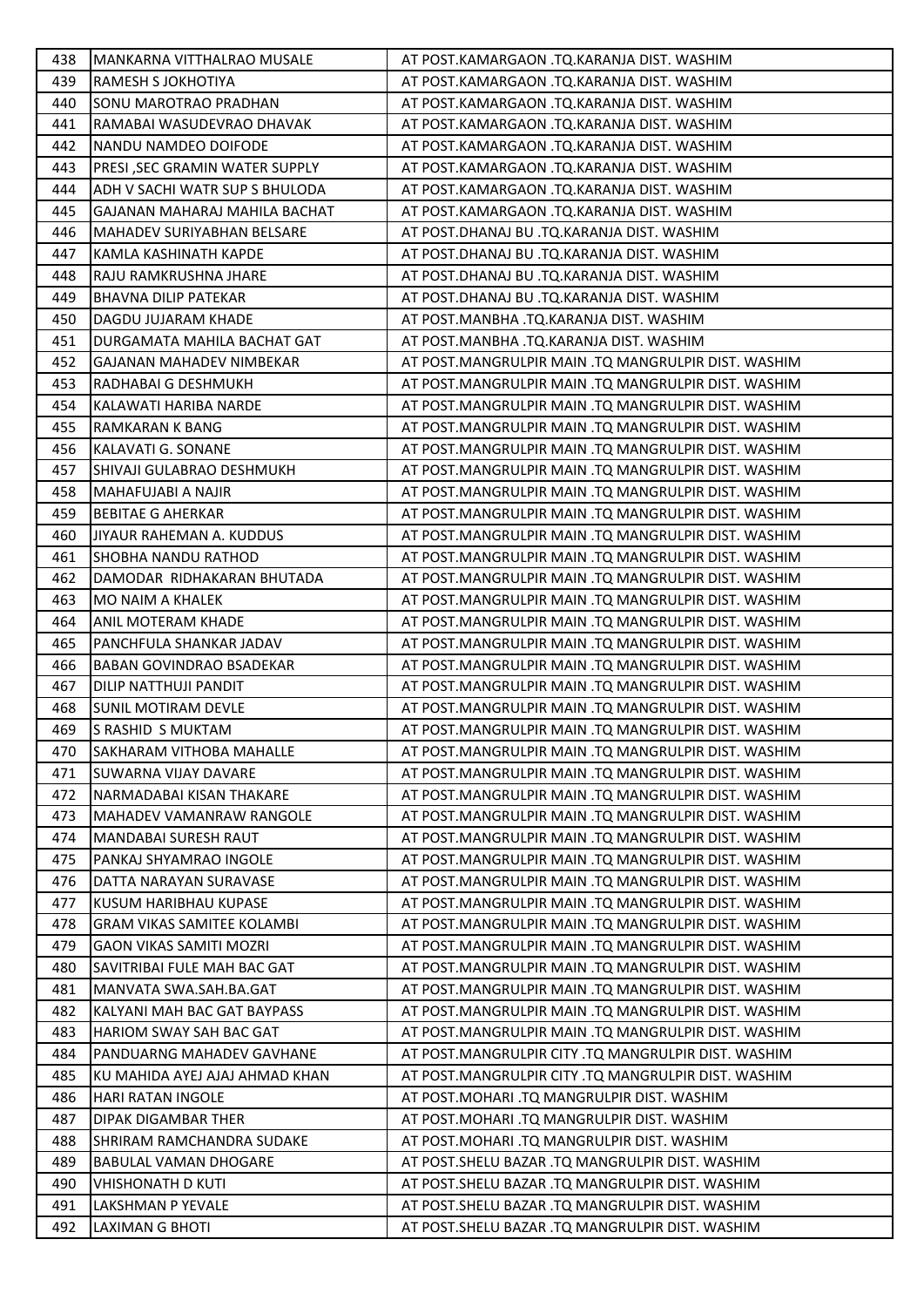| 438 | MANKARNA VITTHALRAO MUSALE | AT POST.KAMARGAON .TQ.KARANJA DIST. WASHIM |
|---|---|---|
| 439 | RAMESH S JOKHOTIYA | AT POST.KAMARGAON .TQ.KARANJA DIST. WASHIM |
| 440 | SONU MAROTRAO PRADHAN | AT POST.KAMARGAON .TQ.KARANJA DIST. WASHIM |
| 441 | RAMABAI WASUDEVRAO DHAVAK | AT POST.KAMARGAON .TQ.KARANJA DIST. WASHIM |
| 442 | NANDU NAMDEO DOIFODE | AT POST.KAMARGAON .TQ.KARANJA DIST. WASHIM |
| 443 | PRESI ,SEC GRAMIN WATER SUPPLY | AT POST.KAMARGAON .TQ.KARANJA DIST. WASHIM |
| 444 | ADH V SACHI WATR SUP S BHULODA | AT POST.KAMARGAON .TQ.KARANJA DIST. WASHIM |
| 445 | GAJANAN MAHARAJ MAHILA BACHAT | AT POST.KAMARGAON .TQ.KARANJA DIST. WASHIM |
| 446 | MAHADEV SURIYABHAN BELSARE | AT POST.DHANAJ BU .TQ.KARANJA DIST. WASHIM |
| 447 | KAMLA KASHINATH KAPDE | AT POST.DHANAJ BU .TQ.KARANJA DIST. WASHIM |
| 448 | RAJU RAMKRUSHNA JHARE | AT POST.DHANAJ BU .TQ.KARANJA DIST. WASHIM |
| 449 | BHAVNA DILIP PATEKAR | AT POST.DHANAJ BU .TQ.KARANJA DIST. WASHIM |
| 450 | DAGDU JUJARAM KHADE | AT POST.MANBHA .TQ.KARANJA DIST. WASHIM |
| 451 | DURGAMATA MAHILA BACHAT GAT | AT POST.MANBHA .TQ.KARANJA DIST. WASHIM |
| 452 | GAJANAN MAHADEV NIMBEKAR | AT POST.MANGRULPIR MAIN .TQ MANGRULPIR DIST. WASHIM |
| 453 | RADHABAI G DESHMUKH | AT POST.MANGRULPIR MAIN .TQ MANGRULPIR DIST. WASHIM |
| 454 | KALAWATI HARIBA NARDE | AT POST.MANGRULPIR MAIN .TQ MANGRULPIR DIST. WASHIM |
| 455 | RAMKARAN K BANG | AT POST.MANGRULPIR MAIN .TQ MANGRULPIR DIST. WASHIM |
| 456 | KALAVATI G. SONANE | AT POST.MANGRULPIR MAIN .TQ MANGRULPIR DIST. WASHIM |
| 457 | SHIVAJI GULABRAO DESHMUKH | AT POST.MANGRULPIR MAIN .TQ MANGRULPIR DIST. WASHIM |
| 458 | MAHAFUJABI A NAJIR | AT POST.MANGRULPIR MAIN .TQ MANGRULPIR DIST. WASHIM |
| 459 | BEBITAE G AHERKAR | AT POST.MANGRULPIR MAIN .TQ MANGRULPIR DIST. WASHIM |
| 460 | JIYAUR RAHEMAN A. KUDDUS | AT POST.MANGRULPIR MAIN .TQ MANGRULPIR DIST. WASHIM |
| 461 | SHOBHA NANDU RATHOD | AT POST.MANGRULPIR MAIN .TQ MANGRULPIR DIST. WASHIM |
| 462 | DAMODAR RIDHAKARAN BHUTADA | AT POST.MANGRULPIR MAIN .TQ MANGRULPIR DIST. WASHIM |
| 463 | MO NAIM A KHALEK | AT POST.MANGRULPIR MAIN .TQ MANGRULPIR DIST. WASHIM |
| 464 | ANIL MOTERAM KHADE | AT POST.MANGRULPIR MAIN .TQ MANGRULPIR DIST. WASHIM |
| 465 | PANCHFULA SHANKAR JADAV | AT POST.MANGRULPIR MAIN .TQ MANGRULPIR DIST. WASHIM |
| 466 | BABAN GOVINDRAO BSADEKAR | AT POST.MANGRULPIR MAIN .TQ MANGRULPIR DIST. WASHIM |
| 467 | DILIP NATTHUJI PANDIT | AT POST.MANGRULPIR MAIN .TQ MANGRULPIR DIST. WASHIM |
| 468 | SUNIL MOTIRAM DEVLE | AT POST.MANGRULPIR MAIN .TQ MANGRULPIR DIST. WASHIM |
| 469 | S RASHID S MUKTAM | AT POST.MANGRULPIR MAIN .TQ MANGRULPIR DIST. WASHIM |
| 470 | SAKHARAM VITHOBA MAHALLE | AT POST.MANGRULPIR MAIN .TQ MANGRULPIR DIST. WASHIM |
| 471 | SUWARNA VIJAY DAVARE | AT POST.MANGRULPIR MAIN .TQ MANGRULPIR DIST. WASHIM |
| 472 | NARMADABAI KISAN THAKARE | AT POST.MANGRULPIR MAIN .TQ MANGRULPIR DIST. WASHIM |
| 473 | MAHADEV VAMANRAW RANGOLE | AT POST.MANGRULPIR MAIN .TQ MANGRULPIR DIST. WASHIM |
| 474 | MANDABAI SURESH RAUT | AT POST.MANGRULPIR MAIN .TQ MANGRULPIR DIST. WASHIM |
| 475 | PANKAJ SHYAMRAO INGOLE | AT POST.MANGRULPIR MAIN .TQ MANGRULPIR DIST. WASHIM |
| 476 | DATTA NARAYAN SURAVASE | AT POST.MANGRULPIR MAIN .TQ MANGRULPIR DIST. WASHIM |
| 477 | KUSUM HARIBHAU KUPASE | AT POST.MANGRULPIR MAIN .TQ MANGRULPIR DIST. WASHIM |
| 478 | GRAM VIKAS SAMITEE KOLAMBI | AT POST.MANGRULPIR MAIN .TQ MANGRULPIR DIST. WASHIM |
| 479 | GAON VIKAS SAMITI MOZRI | AT POST.MANGRULPIR MAIN .TQ MANGRULPIR DIST. WASHIM |
| 480 | SAVITRIBAI FULE MAH BAC GAT | AT POST.MANGRULPIR MAIN .TQ MANGRULPIR DIST. WASHIM |
| 481 | MANVATA SWA.SAH.BA.GAT | AT POST.MANGRULPIR MAIN .TQ MANGRULPIR DIST. WASHIM |
| 482 | KALYANI MAH BAC GAT BAYPASS | AT POST.MANGRULPIR MAIN .TQ MANGRULPIR DIST. WASHIM |
| 483 | HARIOM SWAY SAH BAC GAT | AT POST.MANGRULPIR MAIN .TQ MANGRULPIR DIST. WASHIM |
| 484 | PANDUARNG MAHADEV GAVHANE | AT POST.MANGRULPIR CITY .TQ MANGRULPIR DIST. WASHIM |
| 485 | KU MAHIDA AYEJ AJAJ AHMAD KHAN | AT POST.MANGRULPIR CITY .TQ MANGRULPIR DIST. WASHIM |
| 486 | HARI RATAN INGOLE | AT POST.MOHARI .TQ MANGRULPIR DIST. WASHIM |
| 487 | DIPAK DIGAMBAR THER | AT POST.MOHARI .TQ MANGRULPIR DIST. WASHIM |
| 488 | SHRIRAM RAMCHANDRA SUDAKE | AT POST.MOHARI .TQ MANGRULPIR DIST. WASHIM |
| 489 | BABULAL VAMAN DHOGARE | AT POST.SHELU BAZAR .TQ MANGRULPIR DIST. WASHIM |
| 490 | VHISHONATH D KUTI | AT POST.SHELU BAZAR .TQ MANGRULPIR DIST. WASHIM |
| 491 | LAKSHMAN P YEVALE | AT POST.SHELU BAZAR .TQ MANGRULPIR DIST. WASHIM |
| 492 | LAXIMAN G BHOTI | AT POST.SHELU BAZAR .TQ MANGRULPIR DIST. WASHIM |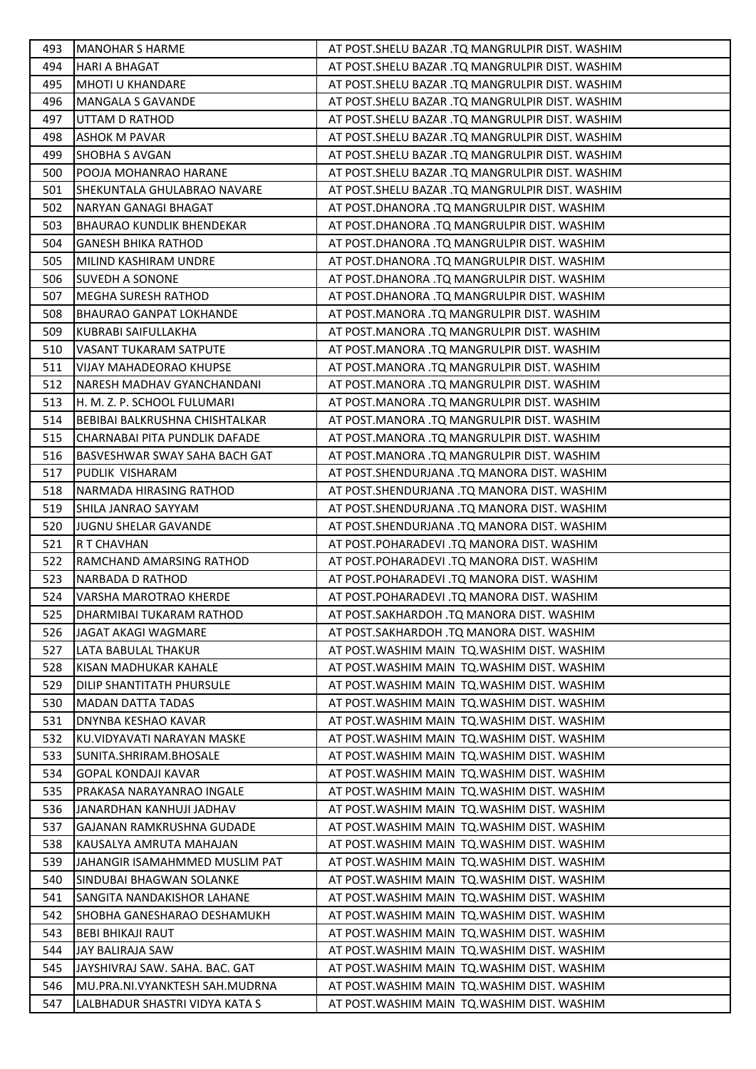| 493 | MANOHAR S HARME | AT POST.SHELU BAZAR .TQ MANGRULPIR DIST. WASHIM |
|---|---|---|
| 494 | HARI A BHAGAT | AT POST.SHELU BAZAR .TQ MANGRULPIR DIST. WASHIM |
| 495 | MHOTI U KHANDARE | AT POST.SHELU BAZAR .TQ MANGRULPIR DIST. WASHIM |
| 496 | MANGALA S GAVANDE | AT POST.SHELU BAZAR .TQ MANGRULPIR DIST. WASHIM |
| 497 | UTTAM D RATHOD | AT POST.SHELU BAZAR .TQ MANGRULPIR DIST. WASHIM |
| 498 | ASHOK M PAVAR | AT POST.SHELU BAZAR .TQ MANGRULPIR DIST. WASHIM |
| 499 | SHOBHA S AVGAN | AT POST.SHELU BAZAR .TQ MANGRULPIR DIST. WASHIM |
| 500 | POOJA MOHANRAO HARANE | AT POST.SHELU BAZAR .TQ MANGRULPIR DIST. WASHIM |
| 501 | SHEKUNTALA GHULABRAO NAVARE | AT POST.SHELU BAZAR .TQ MANGRULPIR DIST. WASHIM |
| 502 | NARYAN GANAGI BHAGAT | AT POST.DHANORA .TQ MANGRULPIR DIST. WASHIM |
| 503 | BHAURAO KUNDLIK BHENDEKAR | AT POST.DHANORA .TQ MANGRULPIR DIST. WASHIM |
| 504 | GANESH BHIKA RATHOD | AT POST.DHANORA .TQ MANGRULPIR DIST. WASHIM |
| 505 | MILIND KASHIRAM UNDRE | AT POST.DHANORA .TQ MANGRULPIR DIST. WASHIM |
| 506 | SUVEDH A SONONE | AT POST.DHANORA .TQ MANGRULPIR DIST. WASHIM |
| 507 | MEGHA SURESH RATHOD | AT POST.DHANORA .TQ MANGRULPIR DIST. WASHIM |
| 508 | BHAURAO GANPAT LOKHANDE | AT POST.MANORA .TQ MANGRULPIR DIST. WASHIM |
| 509 | KUBRABI SAIFULLAKHA | AT POST.MANORA .TQ MANGRULPIR DIST. WASHIM |
| 510 | VASANT TUKARAM SATPUTE | AT POST.MANORA .TQ MANGRULPIR DIST. WASHIM |
| 511 | VIJAY MAHADEORAO KHUPSE | AT POST.MANORA .TQ MANGRULPIR DIST. WASHIM |
| 512 | NARESH MADHAV GYANCHANDANI | AT POST.MANORA .TQ MANGRULPIR DIST. WASHIM |
| 513 | H. M. Z. P. SCHOOL FULUMARI | AT POST.MANORA .TQ MANGRULPIR DIST. WASHIM |
| 514 | BEBIBAI BALKRUSHNA CHISHTALKAR | AT POST.MANORA .TQ MANGRULPIR DIST. WASHIM |
| 515 | CHARNABAI PITA PUNDLIK DAFADE | AT POST.MANORA .TQ MANGRULPIR DIST. WASHIM |
| 516 | BASVESHWAR SWAY SAHA BACH GAT | AT POST.MANORA .TQ MANGRULPIR DIST. WASHIM |
| 517 | PUDLIK VISHARAM | AT POST.SHENDURJANA .TQ MANORA DIST. WASHIM |
| 518 | NARMADA HIRASING RATHOD | AT POST.SHENDURJANA .TQ MANORA DIST. WASHIM |
| 519 | SHILA JANRAO SAYYAM | AT POST.SHENDURJANA .TQ MANORA DIST. WASHIM |
| 520 | JUGNU SHELAR GAVANDE | AT POST.SHENDURJANA .TQ MANORA DIST. WASHIM |
| 521 | R T CHAVHAN | AT POST.POHARADEVI .TQ MANORA DIST. WASHIM |
| 522 | RAMCHAND AMARSING RATHOD | AT POST.POHARADEVI .TQ MANORA DIST. WASHIM |
| 523 | NARBADA D RATHOD | AT POST.POHARADEVI .TQ MANORA DIST. WASHIM |
| 524 | VARSHA MAROTRAO KHERDE | AT POST.POHARADEVI .TQ MANORA DIST. WASHIM |
| 525 | DHARMIBAI TUKARAM RATHOD | AT POST.SAKHARDOH .TQ MANORA DIST. WASHIM |
| 526 | JAGAT AKAGI WAGMARE | AT POST.SAKHARDOH .TQ MANORA DIST. WASHIM |
| 527 | LATA BABULAL THAKUR | AT POST.WASHIM MAIN TQ.WASHIM DIST. WASHIM |
| 528 | KISAN MADHUKAR KAHALE | AT POST.WASHIM MAIN TQ.WASHIM DIST. WASHIM |
| 529 | DILIP SHANTITATH PHURSULE | AT POST.WASHIM MAIN TQ.WASHIM DIST. WASHIM |
| 530 | MADAN DATTA TADAS | AT POST.WASHIM MAIN TQ.WASHIM DIST. WASHIM |
| 531 | DNYNBA KESHAO KAVAR | AT POST.WASHIM MAIN TQ.WASHIM DIST. WASHIM |
| 532 | KU.VIDYAVATI NARAYAN MASKE | AT POST.WASHIM MAIN TQ.WASHIM DIST. WASHIM |
| 533 | SUNITA.SHRIRAM.BHOSALE | AT POST.WASHIM MAIN TQ.WASHIM DIST. WASHIM |
| 534 | GOPAL KONDAJI KAVAR | AT POST.WASHIM MAIN TQ.WASHIM DIST. WASHIM |
| 535 | PRAKASA NARAYANRAO INGALE | AT POST.WASHIM MAIN TQ.WASHIM DIST. WASHIM |
| 536 | JANARDHAN KANHUJI JADHAV | AT POST.WASHIM MAIN TQ.WASHIM DIST. WASHIM |
| 537 | GAJANAN RAMKRUSHNA GUDADE | AT POST.WASHIM MAIN TQ.WASHIM DIST. WASHIM |
| 538 | KAUSALYA AMRUTA MAHAJAN | AT POST.WASHIM MAIN TQ.WASHIM DIST. WASHIM |
| 539 | JAHANGIR ISAMAHMMED MUSLIM PAT | AT POST.WASHIM MAIN TQ.WASHIM DIST. WASHIM |
| 540 | SINDUBAI BHAGWAN SOLANKE | AT POST.WASHIM MAIN TQ.WASHIM DIST. WASHIM |
| 541 | SANGITA NANDAKISHOR LAHANE | AT POST.WASHIM MAIN TQ.WASHIM DIST. WASHIM |
| 542 | SHOBHA GANESHARAO DESHAMUKH | AT POST.WASHIM MAIN TQ.WASHIM DIST. WASHIM |
| 543 | BEBI BHIKAJI RAUT | AT POST.WASHIM MAIN TQ.WASHIM DIST. WASHIM |
| 544 | JAY BALIRAJA SAW | AT POST.WASHIM MAIN TQ.WASHIM DIST. WASHIM |
| 545 | JAYSHIVRAJ SAW. SAHA. BAC. GAT | AT POST.WASHIM MAIN TQ.WASHIM DIST. WASHIM |
| 546 | MU.PRA.NI.VYANKTESH SAH.MUDRNA | AT POST.WASHIM MAIN TQ.WASHIM DIST. WASHIM |
| 547 | LALBHADUR SHASTRI VIDYA KATA S | AT POST.WASHIM MAIN TQ.WASHIM DIST. WASHIM |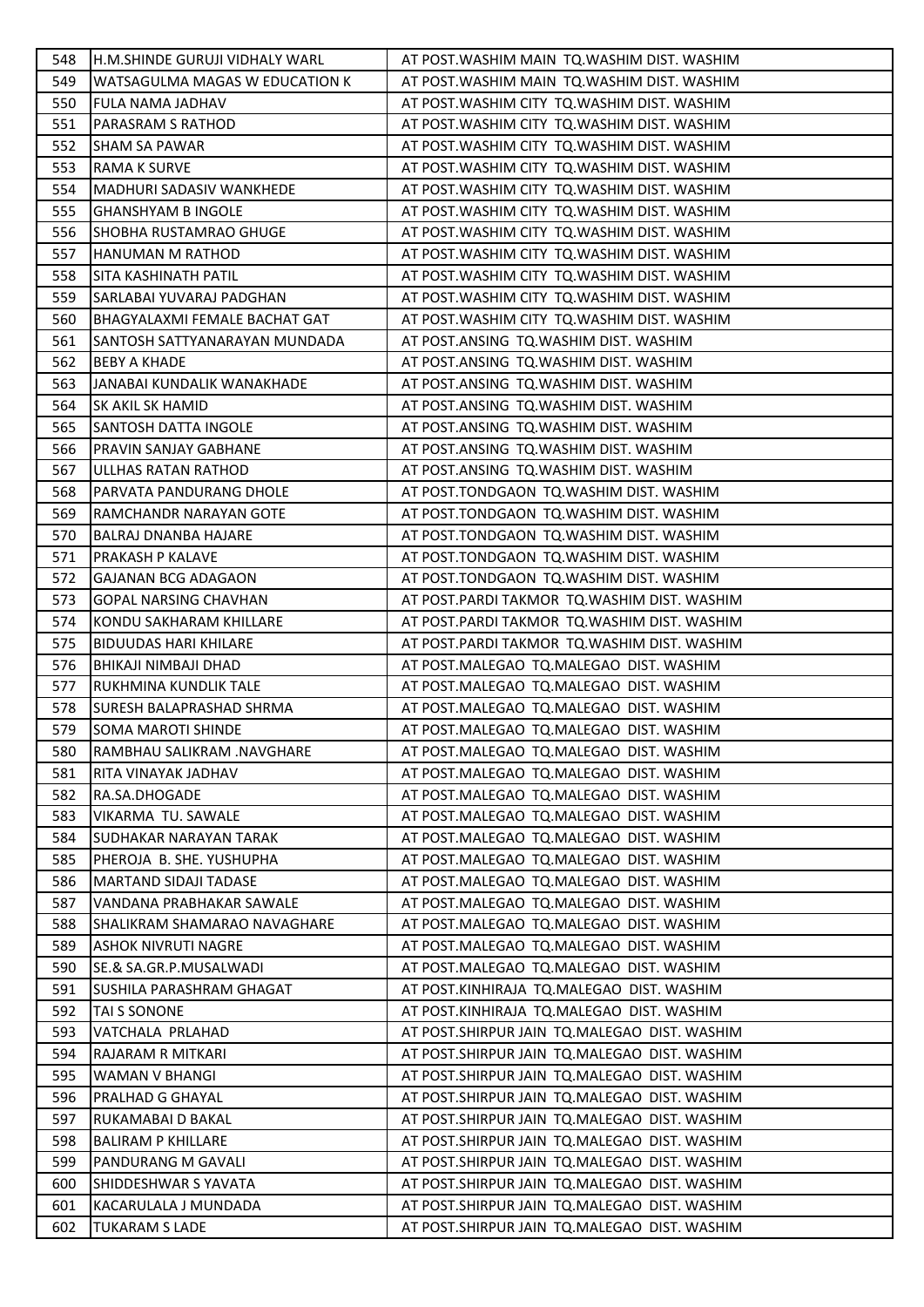| | | |
|---|---|---|
| 548 | H.M.SHINDE GURUJI VIDHALY WARL | AT POST.WASHIM MAIN TQ.WASHIM DIST. WASHIM |
| 549 | WATSAGULMA MAGAS W EDUCATION K | AT POST.WASHIM MAIN TQ.WASHIM DIST. WASHIM |
| 550 | FULA NAMA JADHAV | AT POST.WASHIM CITY TQ.WASHIM DIST. WASHIM |
| 551 | PARASRAM S RATHOD | AT POST.WASHIM CITY TQ.WASHIM DIST. WASHIM |
| 552 | SHAM SA PAWAR | AT POST.WASHIM CITY TQ.WASHIM DIST. WASHIM |
| 553 | RAMA K SURVE | AT POST.WASHIM CITY TQ.WASHIM DIST. WASHIM |
| 554 | MADHURI SADASIV WANKHEDE | AT POST.WASHIM CITY TQ.WASHIM DIST. WASHIM |
| 555 | GHANSHYAM B INGOLE | AT POST.WASHIM CITY TQ.WASHIM DIST. WASHIM |
| 556 | SHOBHA RUSTAMRAO GHUGE | AT POST.WASHIM CITY TQ.WASHIM DIST. WASHIM |
| 557 | HANUMAN M RATHOD | AT POST.WASHIM CITY TQ.WASHIM DIST. WASHIM |
| 558 | SITA KASHINATH PATIL | AT POST.WASHIM CITY TQ.WASHIM DIST. WASHIM |
| 559 | SARLABAI YUVARAJ PADGHAN | AT POST.WASHIM CITY TQ.WASHIM DIST. WASHIM |
| 560 | BHAGYALAXMI FEMALE BACHAT GAT | AT POST.WASHIM CITY TQ.WASHIM DIST. WASHIM |
| 561 | SANTOSH SATTYANARAYAN MUNDADA | AT POST.ANSING TQ.WASHIM DIST. WASHIM |
| 562 | BEBY A KHADE | AT POST.ANSING TQ.WASHIM DIST. WASHIM |
| 563 | JANABAI KUNDALIK WANAKHADE | AT POST.ANSING TQ.WASHIM DIST. WASHIM |
| 564 | SK AKIL SK HAMID | AT POST.ANSING TQ.WASHIM DIST. WASHIM |
| 565 | SANTOSH DATTA INGOLE | AT POST.ANSING TQ.WASHIM DIST. WASHIM |
| 566 | PRAVIN SANJAY GABHANE | AT POST.ANSING TQ.WASHIM DIST. WASHIM |
| 567 | ULLHAS RATAN RATHOD | AT POST.ANSING TQ.WASHIM DIST. WASHIM |
| 568 | PARVATA PANDURANG DHOLE | AT POST.TONDGAON TQ.WASHIM DIST. WASHIM |
| 569 | RAMCHANDR NARAYAN GOTE | AT POST.TONDGAON TQ.WASHIM DIST. WASHIM |
| 570 | BALRAJ DNANBA HAJARE | AT POST.TONDGAON TQ.WASHIM DIST. WASHIM |
| 571 | PRAKASH P KALAVE | AT POST.TONDGAON TQ.WASHIM DIST. WASHIM |
| 572 | GAJANAN BCG ADAGAON | AT POST.TONDGAON TQ.WASHIM DIST. WASHIM |
| 573 | GOPAL NARSING CHAVHAN | AT POST.PARDI TAKMOR TQ.WASHIM DIST. WASHIM |
| 574 | KONDU SAKHARAM KHILLARE | AT POST.PARDI TAKMOR TQ.WASHIM DIST. WASHIM |
| 575 | BIDUUDAS HARI KHILARE | AT POST.PARDI TAKMOR TQ.WASHIM DIST. WASHIM |
| 576 | BHIKAJI NIMBAJI DHAD | AT POST.MALEGAO TQ.MALEGAO DIST. WASHIM |
| 577 | RUKHMINA KUNDLIK TALE | AT POST.MALEGAO TQ.MALEGAO DIST. WASHIM |
| 578 | SURESH BALAPRASHAD SHRMA | AT POST.MALEGAO TQ.MALEGAO DIST. WASHIM |
| 579 | SOMA MAROTI SHINDE | AT POST.MALEGAO TQ.MALEGAO DIST. WASHIM |
| 580 | RAMBHAU SALIKRAM .NAVGHARE | AT POST.MALEGAO TQ.MALEGAO DIST. WASHIM |
| 581 | RITA VINAYAK JADHAV | AT POST.MALEGAO TQ.MALEGAO DIST. WASHIM |
| 582 | RA.SA.DHOGADE | AT POST.MALEGAO TQ.MALEGAO DIST. WASHIM |
| 583 | VIKARMA TU. SAWALE | AT POST.MALEGAO TQ.MALEGAO DIST. WASHIM |
| 584 | SUDHAKAR NARAYAN TARAK | AT POST.MALEGAO TQ.MALEGAO DIST. WASHIM |
| 585 | PHEROJA B. SHE. YUSHUPHA | AT POST.MALEGAO TQ.MALEGAO DIST. WASHIM |
| 586 | MARTAND SIDAJI TADASE | AT POST.MALEGAO TQ.MALEGAO DIST. WASHIM |
| 587 | VANDANA PRABHAKAR SAWALE | AT POST.MALEGAO TQ.MALEGAO DIST. WASHIM |
| 588 | SHALIKRAM SHAMARAO NAVAGHARE | AT POST.MALEGAO TQ.MALEGAO DIST. WASHIM |
| 589 | ASHOK NIVRUTI NAGRE | AT POST.MALEGAO TQ.MALEGAO DIST. WASHIM |
| 590 | SE.& SA.GR.P.MUSALWADI | AT POST.MALEGAO TQ.MALEGAO DIST. WASHIM |
| 591 | SUSHILA PARASHRAM GHAGAT | AT POST.KINHIRAJA TQ.MALEGAO DIST. WASHIM |
| 592 | TAI S SONONE | AT POST.KINHIRAJA TQ.MALEGAO DIST. WASHIM |
| 593 | VATCHALA PRLAHAD | AT POST.SHIRPUR JAIN TQ.MALEGAO DIST. WASHIM |
| 594 | RAJARAM R MITKARI | AT POST.SHIRPUR JAIN TQ.MALEGAO DIST. WASHIM |
| 595 | WAMAN V BHANGI | AT POST.SHIRPUR JAIN TQ.MALEGAO DIST. WASHIM |
| 596 | PRALHAD G GHAYAL | AT POST.SHIRPUR JAIN TQ.MALEGAO DIST. WASHIM |
| 597 | RUKAMABAI D BAKAL | AT POST.SHIRPUR JAIN TQ.MALEGAO DIST. WASHIM |
| 598 | BALIRAM P KHILLARE | AT POST.SHIRPUR JAIN TQ.MALEGAO DIST. WASHIM |
| 599 | PANDURANG M GAVALI | AT POST.SHIRPUR JAIN TQ.MALEGAO DIST. WASHIM |
| 600 | SHIDDESHWAR S YAVATA | AT POST.SHIRPUR JAIN TQ.MALEGAO DIST. WASHIM |
| 601 | KACARULALA J MUNDADA | AT POST.SHIRPUR JAIN TQ.MALEGAO DIST. WASHIM |
| 602 | TUKARAM S LADE | AT POST.SHIRPUR JAIN TQ.MALEGAO DIST. WASHIM |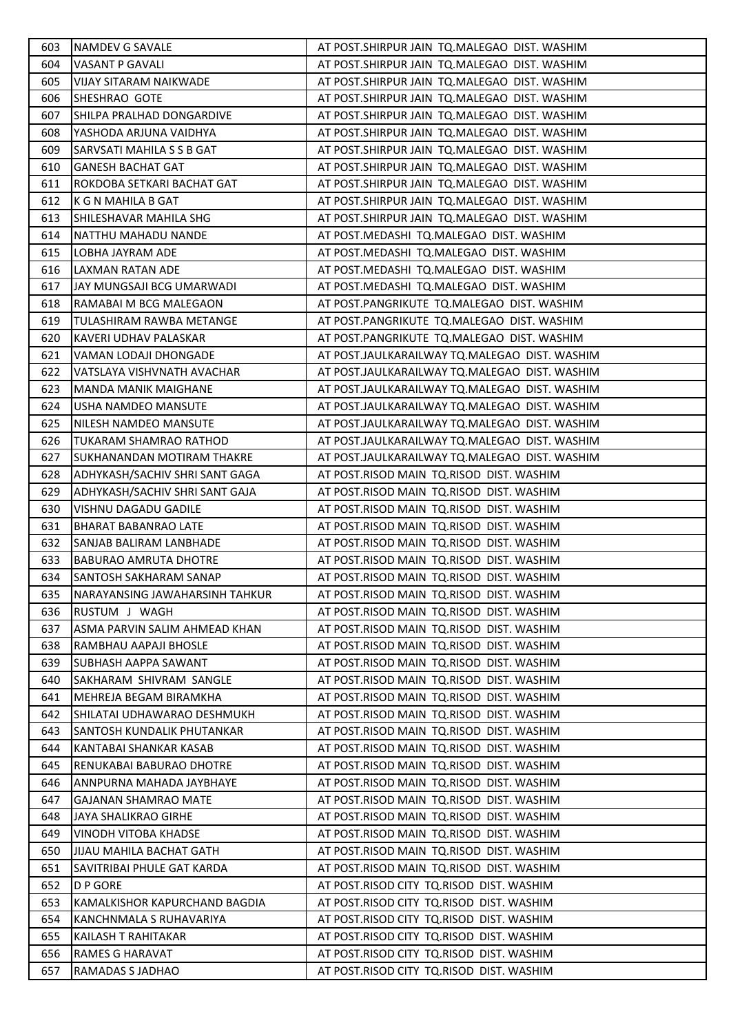| 603 | NAMDEV G SAVALE | AT POST.SHIRPUR JAIN TQ.MALEGAO DIST. WASHIM |
|---|---|---|
| 604 | VASANT P GAVALI | AT POST.SHIRPUR JAIN TQ.MALEGAO DIST. WASHIM |
| 605 | VIJAY SITARAM NAIKWADE | AT POST.SHIRPUR JAIN TQ.MALEGAO DIST. WASHIM |
| 606 | SHESHRAO GOTE | AT POST.SHIRPUR JAIN TQ.MALEGAO DIST. WASHIM |
| 607 | SHILPA PRALHAD DONGARDIVE | AT POST.SHIRPUR JAIN TQ.MALEGAO DIST. WASHIM |
| 608 | YASHODA ARJUNA VAIDHYA | AT POST.SHIRPUR JAIN TQ.MALEGAO DIST. WASHIM |
| 609 | SARVSATI MAHILA S S B GAT | AT POST.SHIRPUR JAIN TQ.MALEGAO DIST. WASHIM |
| 610 | GANESH BACHAT GAT | AT POST.SHIRPUR JAIN TQ.MALEGAO DIST. WASHIM |
| 611 | ROKDOBA SETKARI BACHAT GAT | AT POST.SHIRPUR JAIN TQ.MALEGAO DIST. WASHIM |
| 612 | K G N MAHILA B GAT | AT POST.SHIRPUR JAIN TQ.MALEGAO DIST. WASHIM |
| 613 | SHILESHAVAR MAHILA SHG | AT POST.SHIRPUR JAIN TQ.MALEGAO DIST. WASHIM |
| 614 | NATTHU MAHADU NANDE | AT POST.MEDASHI TQ.MALEGAO DIST. WASHIM |
| 615 | LOBHA JAYRAM ADE | AT POST.MEDASHI TQ.MALEGAO DIST. WASHIM |
| 616 | LAXMAN RATAN ADE | AT POST.MEDASHI TQ.MALEGAO DIST. WASHIM |
| 617 | JAY MUNGSAJI BCG UMARWADI | AT POST.MEDASHI TQ.MALEGAO DIST. WASHIM |
| 618 | RAMABAI M BCG MALEGAON | AT POST.PANGRIKUTE TQ.MALEGAO DIST. WASHIM |
| 619 | TULASHIRAM RAWBA METANGE | AT POST.PANGRIKUTE TQ.MALEGAO DIST. WASHIM |
| 620 | KAVERI UDHAV PALASKAR | AT POST.PANGRIKUTE TQ.MALEGAO DIST. WASHIM |
| 621 | VAMAN LODAJI DHONGADE | AT POST.JAULKARAILWAY TQ.MALEGAO DIST. WASHIM |
| 622 | VATSLAYA VISHVNATH AVACHAR | AT POST.JAULKARAILWAY TQ.MALEGAO DIST. WASHIM |
| 623 | MANDA MANIK MAIGHANE | AT POST.JAULKARAILWAY TQ.MALEGAO DIST. WASHIM |
| 624 | USHA NAMDEO MANSUTE | AT POST.JAULKARAILWAY TQ.MALEGAO DIST. WASHIM |
| 625 | NILESH NAMDEO MANSUTE | AT POST.JAULKARAILWAY TQ.MALEGAO DIST. WASHIM |
| 626 | TUKARAM SHAMRAO RATHOD | AT POST.JAULKARAILWAY TQ.MALEGAO DIST. WASHIM |
| 627 | SUKHANANDAN MOTIRAM THAKRE | AT POST.JAULKARAILWAY TQ.MALEGAO DIST. WASHIM |
| 628 | ADHYKASH/SACHIV SHRI SANT GAGA | AT POST.RISOD MAIN TQ.RISOD DIST. WASHIM |
| 629 | ADHYKASH/SACHIV SHRI SANT GAJA | AT POST.RISOD MAIN TQ.RISOD DIST. WASHIM |
| 630 | VISHNU DAGADU GADILE | AT POST.RISOD MAIN TQ.RISOD DIST. WASHIM |
| 631 | BHARAT BABANRAO LATE | AT POST.RISOD MAIN TQ.RISOD DIST. WASHIM |
| 632 | SANJAB BALIRAM LANBHADE | AT POST.RISOD MAIN TQ.RISOD DIST. WASHIM |
| 633 | BABURAO AMRUTA DHOTRE | AT POST.RISOD MAIN TQ.RISOD DIST. WASHIM |
| 634 | SANTOSH SAKHARAM SANAP | AT POST.RISOD MAIN TQ.RISOD DIST. WASHIM |
| 635 | NARAYANSING JAWAHARSINH TAHKUR | AT POST.RISOD MAIN TQ.RISOD DIST. WASHIM |
| 636 | RUSTUM J WAGH | AT POST.RISOD MAIN TQ.RISOD DIST. WASHIM |
| 637 | ASMA PARVIN SALIM AHMEAD KHAN | AT POST.RISOD MAIN TQ.RISOD DIST. WASHIM |
| 638 | RAMBHAU AAPAJI BHOSLE | AT POST.RISOD MAIN TQ.RISOD DIST. WASHIM |
| 639 | SUBHASH AAPPA SAWANT | AT POST.RISOD MAIN TQ.RISOD DIST. WASHIM |
| 640 | SAKHARAM SHIVRAM SANGLE | AT POST.RISOD MAIN TQ.RISOD DIST. WASHIM |
| 641 | MEHREJA BEGAM BIRAMKHA | AT POST.RISOD MAIN TQ.RISOD DIST. WASHIM |
| 642 | SHILATAI UDHAWARAO DESHMUKH | AT POST.RISOD MAIN TQ.RISOD DIST. WASHIM |
| 643 | SANTOSH KUNDALIK PHUTANKAR | AT POST.RISOD MAIN TQ.RISOD DIST. WASHIM |
| 644 | KANTABAI SHANKAR KASAB | AT POST.RISOD MAIN TQ.RISOD DIST. WASHIM |
| 645 | RENUKABAI BABURAO DHOTRE | AT POST.RISOD MAIN TQ.RISOD DIST. WASHIM |
| 646 | ANNPURNA MAHADA JAYBHAYE | AT POST.RISOD MAIN TQ.RISOD DIST. WASHIM |
| 647 | GAJANAN SHAMRAO MATE | AT POST.RISOD MAIN TQ.RISOD DIST. WASHIM |
| 648 | JAYA SHALIKRAO GIRHE | AT POST.RISOD MAIN TQ.RISOD DIST. WASHIM |
| 649 | VINODH VITOBA KHADSE | AT POST.RISOD MAIN TQ.RISOD DIST. WASHIM |
| 650 | JIJAU MAHILA BACHAT GATH | AT POST.RISOD MAIN TQ.RISOD DIST. WASHIM |
| 651 | SAVITRIBAI PHULE GAT KARDA | AT POST.RISOD MAIN TQ.RISOD DIST. WASHIM |
| 652 | D P GORE | AT POST.RISOD CITY TQ.RISOD DIST. WASHIM |
| 653 | KAMALKISHOR KAPURCHAND BAGDIA | AT POST.RISOD CITY TQ.RISOD DIST. WASHIM |
| 654 | KANCHNMALA S RUHAVARIYA | AT POST.RISOD CITY TQ.RISOD DIST. WASHIM |
| 655 | KAILASH T RAHITAKAR | AT POST.RISOD CITY TQ.RISOD DIST. WASHIM |
| 656 | RAMES G HARAVAT | AT POST.RISOD CITY TQ.RISOD DIST. WASHIM |
| 657 | RAMADAS S JADHAO | AT POST.RISOD CITY TQ.RISOD DIST. WASHIM |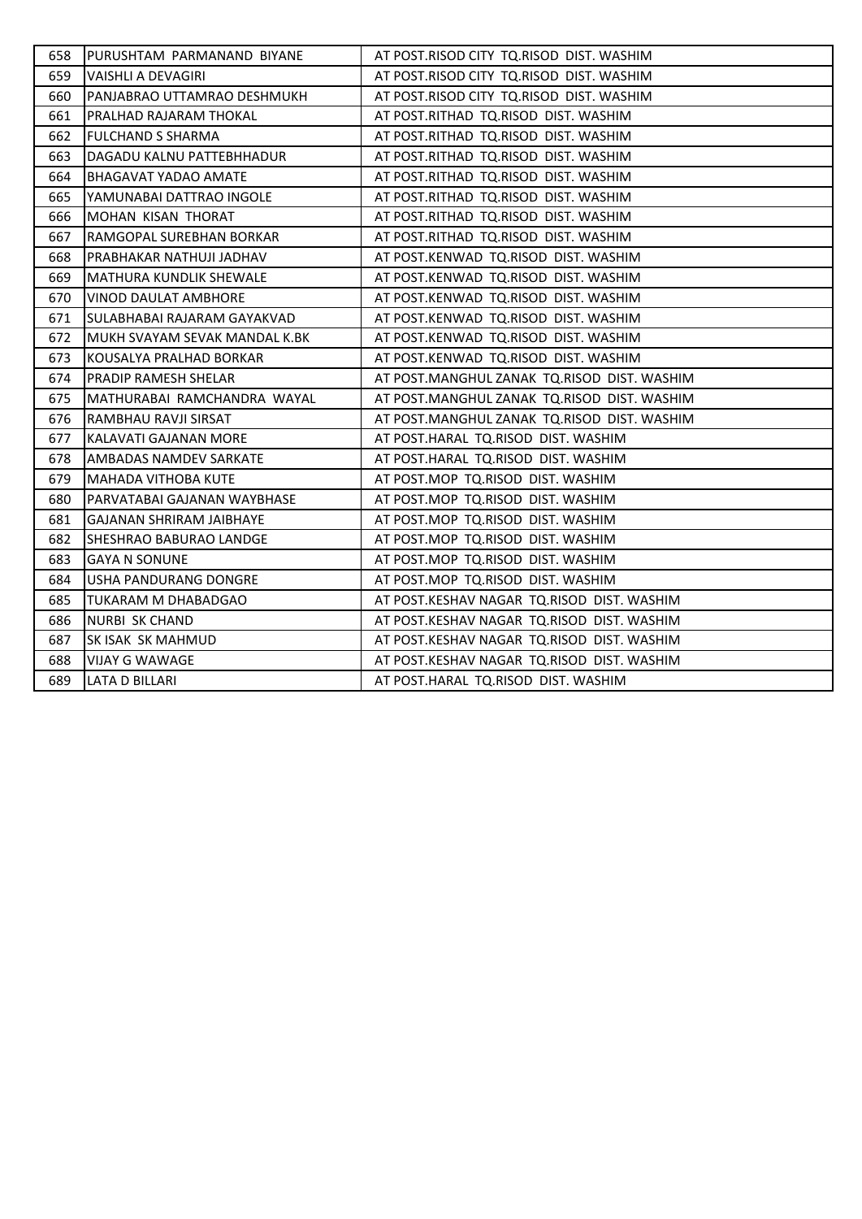| | | |
|---|---|---|
| 658 | PURUSHTAM PARMANAND BIYANE | AT POST.RISOD CITY TQ.RISOD DIST. WASHIM |
| 659 | VAISHLI A DEVAGIRI | AT POST.RISOD CITY TQ.RISOD DIST. WASHIM |
| 660 | PANJABRAO UTTAMRAO DESHMUKH | AT POST.RISOD CITY TQ.RISOD DIST. WASHIM |
| 661 | PRALHAD RAJARAM THOKAL | AT POST.RITHAD TQ.RISOD DIST. WASHIM |
| 662 | FULCHAND S SHARMA | AT POST.RITHAD TQ.RISOD DIST. WASHIM |
| 663 | DAGADU KALNU PATTEBHHADUR | AT POST.RITHAD TQ.RISOD DIST. WASHIM |
| 664 | BHAGAVAT YADAO AMATE | AT POST.RITHAD TQ.RISOD DIST. WASHIM |
| 665 | YAMUNABAI DATTRAO INGOLE | AT POST.RITHAD TQ.RISOD DIST. WASHIM |
| 666 | MOHAN KISAN THORAT | AT POST.RITHAD TQ.RISOD DIST. WASHIM |
| 667 | RAMGOPAL SUREBHAN BORKAR | AT POST.RITHAD TQ.RISOD DIST. WASHIM |
| 668 | PRABHAKAR NATHUJI JADHAV | AT POST.KENWAD TQ.RISOD DIST. WASHIM |
| 669 | MATHURA KUNDLIK SHEWALE | AT POST.KENWAD TQ.RISOD DIST. WASHIM |
| 670 | VINOD DAULAT AMBHORE | AT POST.KENWAD TQ.RISOD DIST. WASHIM |
| 671 | SULABHABAI RAJARAM GAYAKVAD | AT POST.KENWAD TQ.RISOD DIST. WASHIM |
| 672 | MUKH SVAYAM SEVAK MANDAL K.BK | AT POST.KENWAD TQ.RISOD DIST. WASHIM |
| 673 | KOUSALYA PRALHAD BORKAR | AT POST.KENWAD TQ.RISOD DIST. WASHIM |
| 674 | PRADIP RAMESH SHELAR | AT POST.MANGHUL ZANAK TQ.RISOD DIST. WASHIM |
| 675 | MATHURABAI RAMCHANDRA WAYAL | AT POST.MANGHUL ZANAK TQ.RISOD DIST. WASHIM |
| 676 | RAMBHAU RAVJI SIRSAT | AT POST.MANGHUL ZANAK TQ.RISOD DIST. WASHIM |
| 677 | KALAVATI GAJANAN MORE | AT POST.HARAL TQ.RISOD DIST. WASHIM |
| 678 | AMBADAS NAMDEV SARKATE | AT POST.HARAL TQ.RISOD DIST. WASHIM |
| 679 | MAHADA VITHOBA KUTE | AT POST.MOP TQ.RISOD DIST. WASHIM |
| 680 | PARVATABAI GAJANAN WAYBHASE | AT POST.MOP TQ.RISOD DIST. WASHIM |
| 681 | GAJANAN SHRIRAM JAIBHAYE | AT POST.MOP TQ.RISOD DIST. WASHIM |
| 682 | SHESHRAO BABURAO LANDGE | AT POST.MOP TQ.RISOD DIST. WASHIM |
| 683 | GAYA N SONUNE | AT POST.MOP TQ.RISOD DIST. WASHIM |
| 684 | USHA PANDURANG DONGRE | AT POST.MOP TQ.RISOD DIST. WASHIM |
| 685 | TUKARAM M DHABADGAO | AT POST.KESHAV NAGAR TQ.RISOD DIST. WASHIM |
| 686 | NURBI SK CHAND | AT POST.KESHAV NAGAR TQ.RISOD DIST. WASHIM |
| 687 | SK ISAK SK MAHMUD | AT POST.KESHAV NAGAR TQ.RISOD DIST. WASHIM |
| 688 | VIJAY G WAWAGE | AT POST.KESHAV NAGAR TQ.RISOD DIST. WASHIM |
| 689 | LATA D BILLARI | AT POST.HARAL TQ.RISOD DIST. WASHIM |